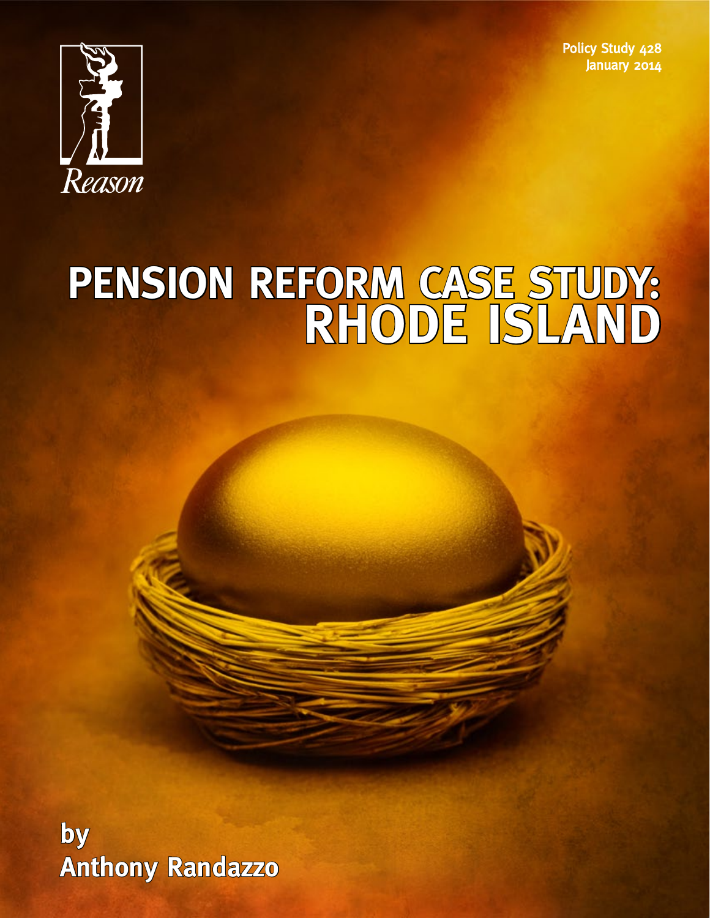Reason

Policy Study 428
January 2014

# PENSION REFORM CASE STUDY: RHODE ISLAND

by
Anthony Randazzo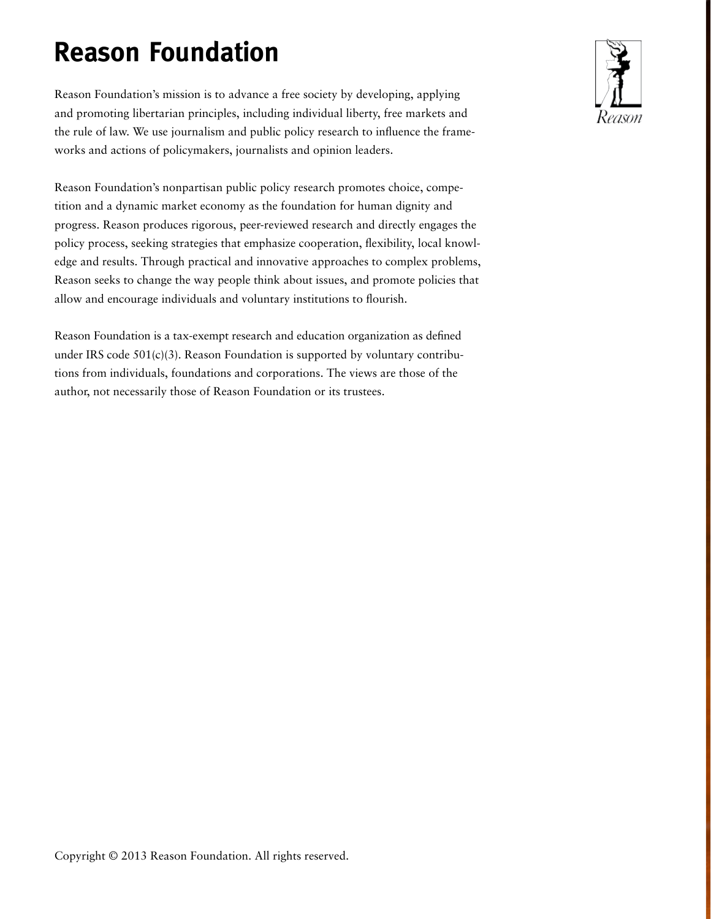# Reason Foundation

Reason Foundation's mission is to advance a free society by developing, applying and promoting libertarian principles, including individual liberty, free markets and the rule of law. We use journalism and public policy research to influence the frameworks and actions of policymakers, journalists and opinion leaders.

Reason Foundation's nonpartisan public policy research promotes choice, competition and a dynamic market economy as the foundation for human dignity and progress. Reason produces rigorous, peer-reviewed research and directly engages the policy process, seeking strategies that emphasize cooperation, flexibility, local knowledge and results. Through practical and innovative approaches to complex problems, Reason seeks to change the way people think about issues, and promote policies that allow and encourage individuals and voluntary institutions to flourish.

Reason Foundation is a tax-exempt research and education organization as defined under IRS code 501(c)(3). Reason Foundation is supported by voluntary contributions from individuals, foundations and corporations. The views are those of the author, not necessarily those of Reason Foundation or its trustees.

Copyright © 2013 Reason Foundation. All rights reserved.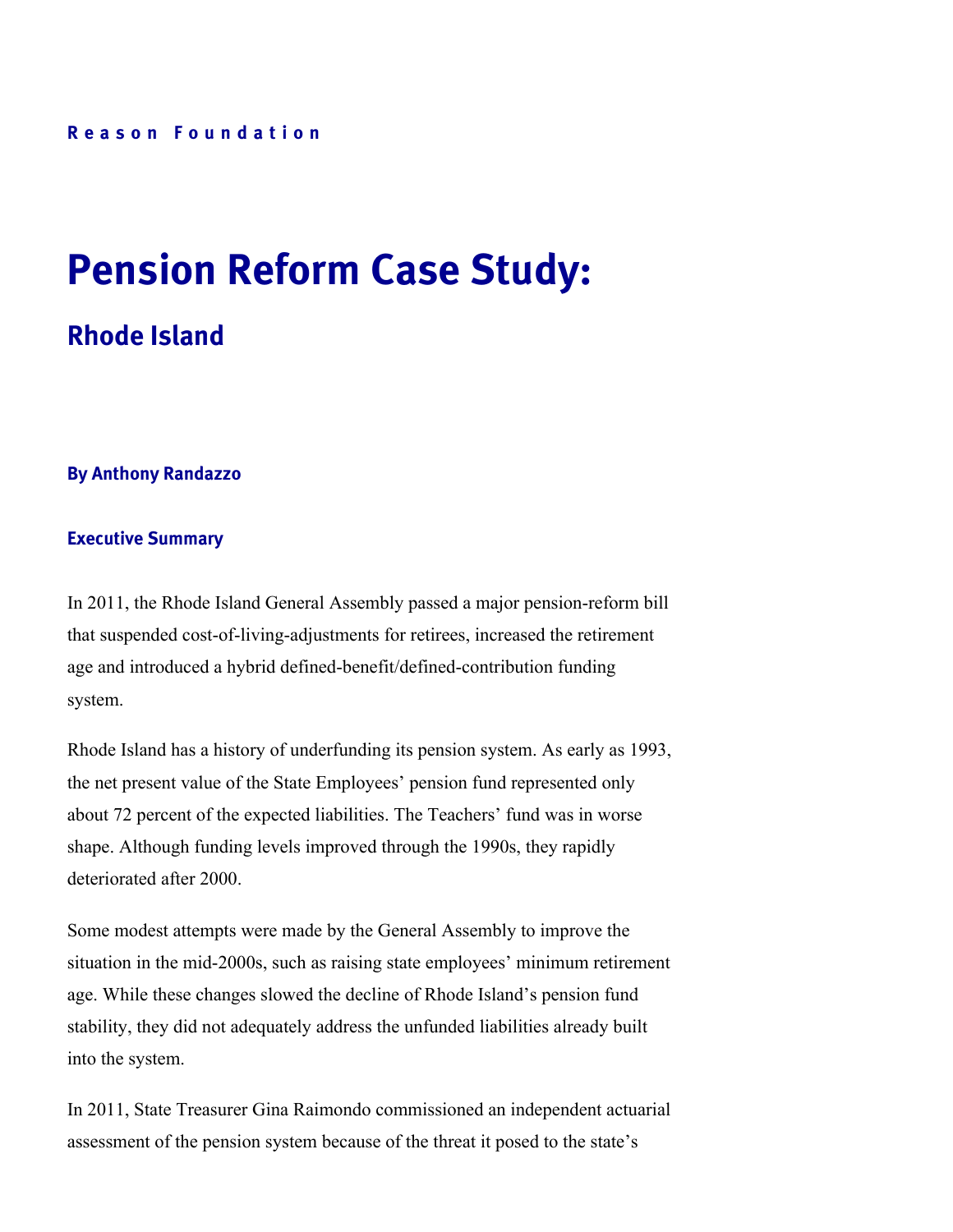Reason Foundation

# Pension Reform Case Study:

## Rhode Island

**By Anthony Randazzo**

### Executive Summary

In 2011, the Rhode Island General Assembly passed a major pension-reform bill that suspended cost-of-living-adjustments for retirees, increased the retirement age and introduced a hybrid defined-benefit/defined-contribution funding system.

Rhode Island has a history of underfunding its pension system. As early as 1993, the net present value of the State Employees' pension fund represented only about 72 percent of the expected liabilities. The Teachers' fund was in worse shape. Although funding levels improved through the 1990s, they rapidly deteriorated after 2000.

Some modest attempts were made by the General Assembly to improve the situation in the mid-2000s, such as raising state employees' minimum retirement age. While these changes slowed the decline of Rhode Island's pension fund stability, they did not adequately address the unfunded liabilities already built into the system.

In 2011, State Treasurer Gina Raimondo commissioned an independent actuarial assessment of the pension system because of the threat it posed to the state's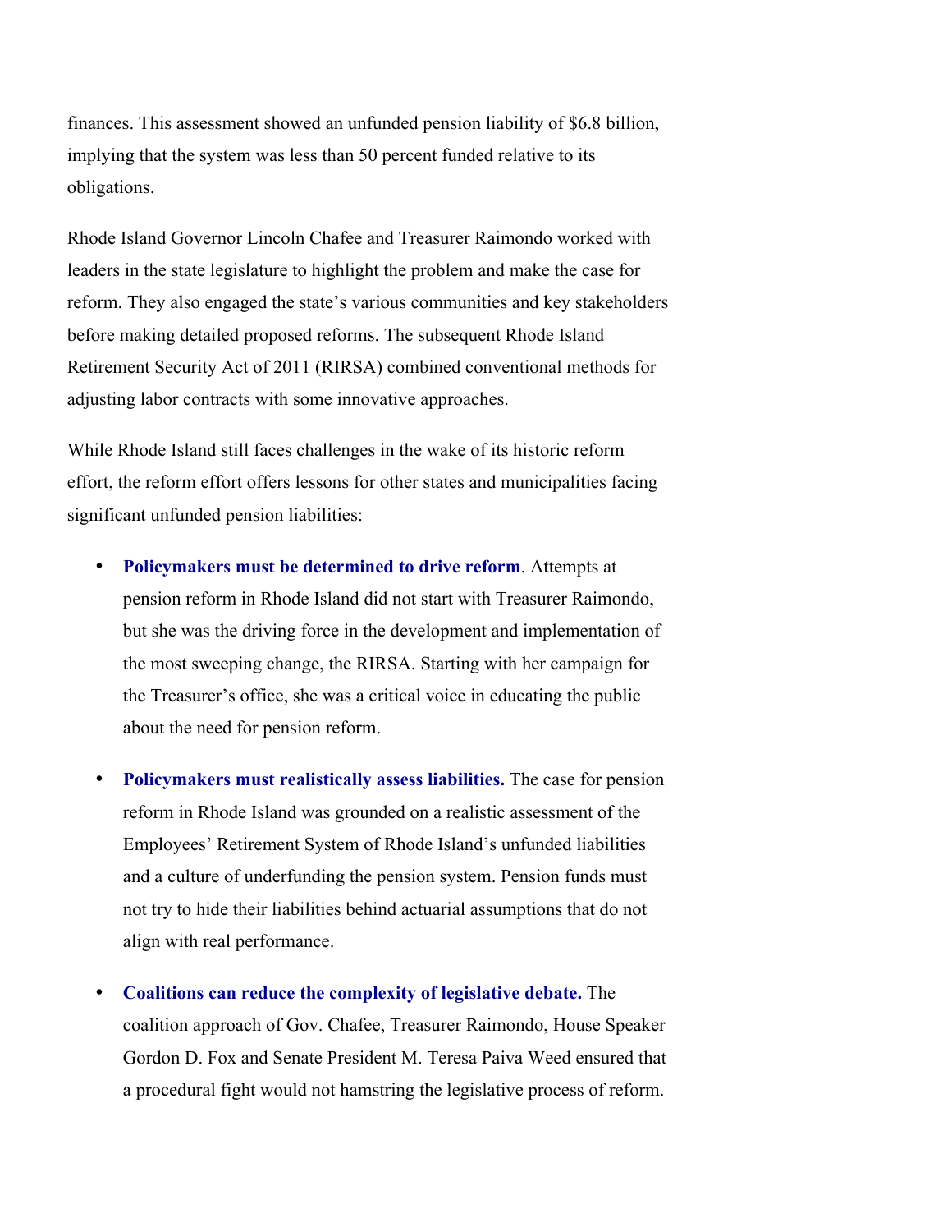finances. This assessment showed an unfunded pension liability of $6.8 billion, implying that the system was less than 50 percent funded relative to its obligations.

Rhode Island Governor Lincoln Chafee and Treasurer Raimondo worked with leaders in the state legislature to highlight the problem and make the case for reform. They also engaged the state's various communities and key stakeholders before making detailed proposed reforms. The subsequent Rhode Island Retirement Security Act of 2011 (RIRSA) combined conventional methods for adjusting labor contracts with some innovative approaches.

While Rhode Island still faces challenges in the wake of its historic reform effort, the reform effort offers lessons for other states and municipalities facing significant unfunded pension liabilities:

- **Policymakers must be determined to drive reform**. Attempts at pension reform in Rhode Island did not start with Treasurer Raimondo, but she was the driving force in the development and implementation of the most sweeping change, the RIRSA. Starting with her campaign for the Treasurer's office, she was a critical voice in educating the public about the need for pension reform.
- **Policymakers must realistically assess liabilities.** The case for pension reform in Rhode Island was grounded on a realistic assessment of the Employees' Retirement System of Rhode Island's unfunded liabilities and a culture of underfunding the pension system. Pension funds must not try to hide their liabilities behind actuarial assumptions that do not align with real performance.
- **Coalitions can reduce the complexity of legislative debate.** The coalition approach of Gov. Chafee, Treasurer Raimondo, House Speaker Gordon D. Fox and Senate President M. Teresa Paiva Weed ensured that a procedural fight would not hamstring the legislative process of reform.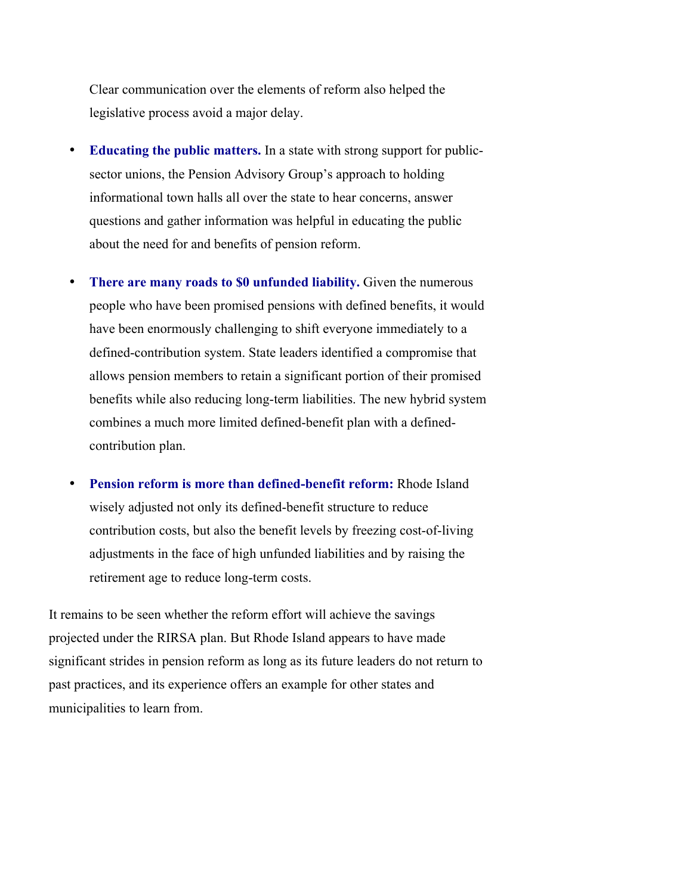Clear communication over the elements of reform also helped the legislative process avoid a major delay.

- **Educating the public matters.** In a state with strong support for public-sector unions, the Pension Advisory Group's approach to holding informational town halls all over the state to hear concerns, answer questions and gather information was helpful in educating the public about the need for and benefits of pension reform.

- **There are many roads to $0 unfunded liability.** Given the numerous people who have been promised pensions with defined benefits, it would have been enormously challenging to shift everyone immediately to a defined-contribution system. State leaders identified a compromise that allows pension members to retain a significant portion of their promised benefits while also reducing long-term liabilities. The new hybrid system combines a much more limited defined-benefit plan with a defined-contribution plan.

- **Pension reform is more than defined-benefit reform:** Rhode Island wisely adjusted not only its defined-benefit structure to reduce contribution costs, but also the benefit levels by freezing cost-of-living adjustments in the face of high unfunded liabilities and by raising the retirement age to reduce long-term costs.

It remains to be seen whether the reform effort will achieve the savings projected under the RIRSA plan. But Rhode Island appears to have made significant strides in pension reform as long as its future leaders do not return to past practices, and its experience offers an example for other states and municipalities to learn from.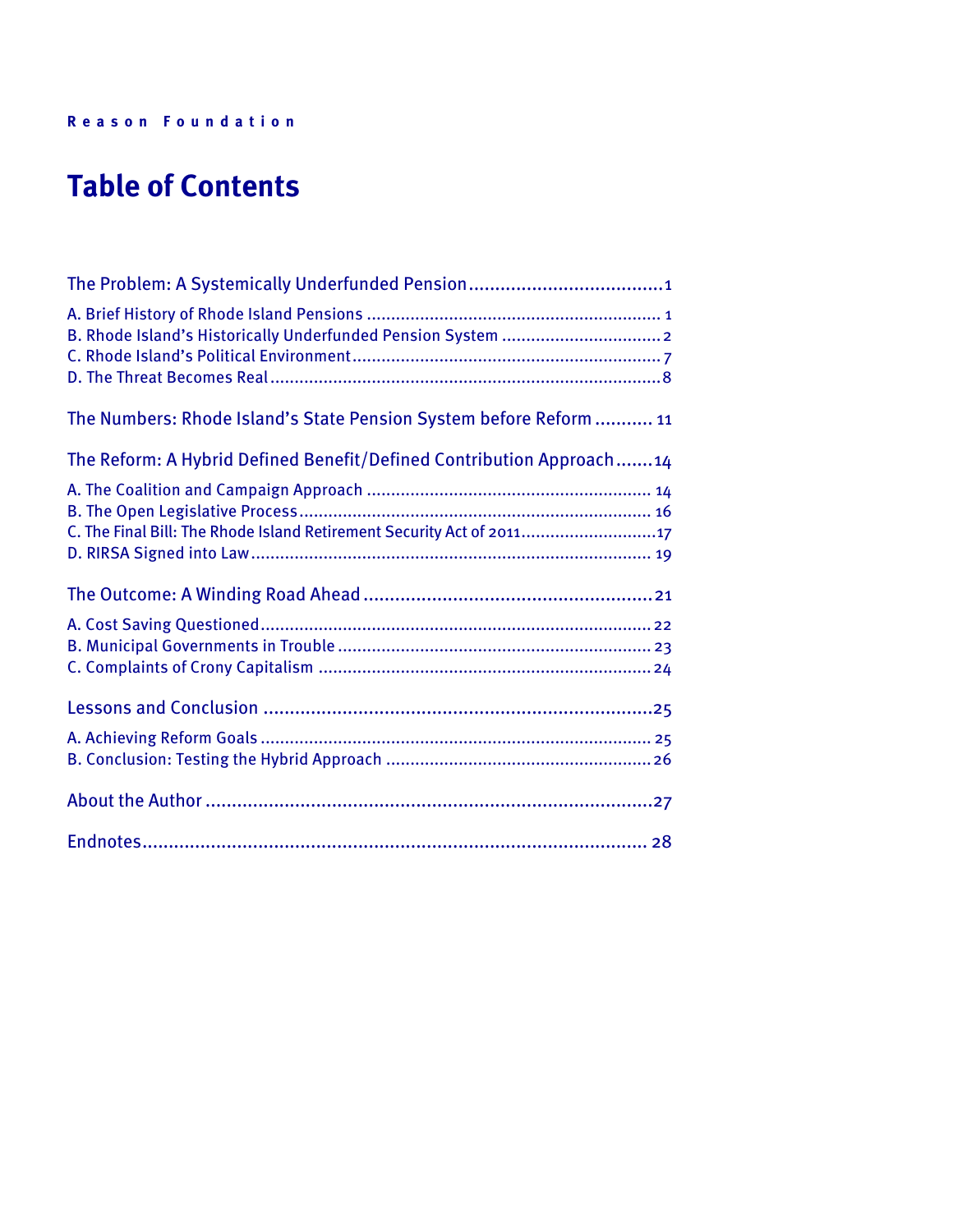# Table of Contents

**The Problem: A Systemically Underfunded Pension** .................................... 1

- A. Brief History of Rhode Island Pensions ............................................................ 1
- B. Rhode Island's Historically Underfunded Pension System ................................ 2
- C. Rhode Island's Political Environment ............................................................... 7
- D. The Threat Becomes Real ................................................................................ 8

**The Numbers: Rhode Island's State Pension System before Reform** ........... 11

**The Reform: A Hybrid Defined Benefit/Defined Contribution Approach** ....... 14

- A. The Coalition and Campaign Approach .......................................................... 14
- B. The Open Legislative Process ........................................................................ 16
- C. The Final Bill: The Rhode Island Retirement Security Act of 2011 ................... 17
- D. RIRSA Signed into Law ................................................................................. 19

**The Outcome: A Winding Road Ahead** ...................................................... 21

- A. Cost Saving Questioned ............................................................................... 22
- B. Municipal Governments in Trouble ................................................................ 23
- C. Complaints of Crony Capitalism ................................................................... 24

**Lessons and Conclusion** ........................................................................... 25

- A. Achieving Reform Goals ............................................................................... 25
- B. Conclusion: Testing the Hybrid Approach ...................................................... 26

**About the Author** ...................................................................................... 27

**Endnotes** ................................................................................................... 28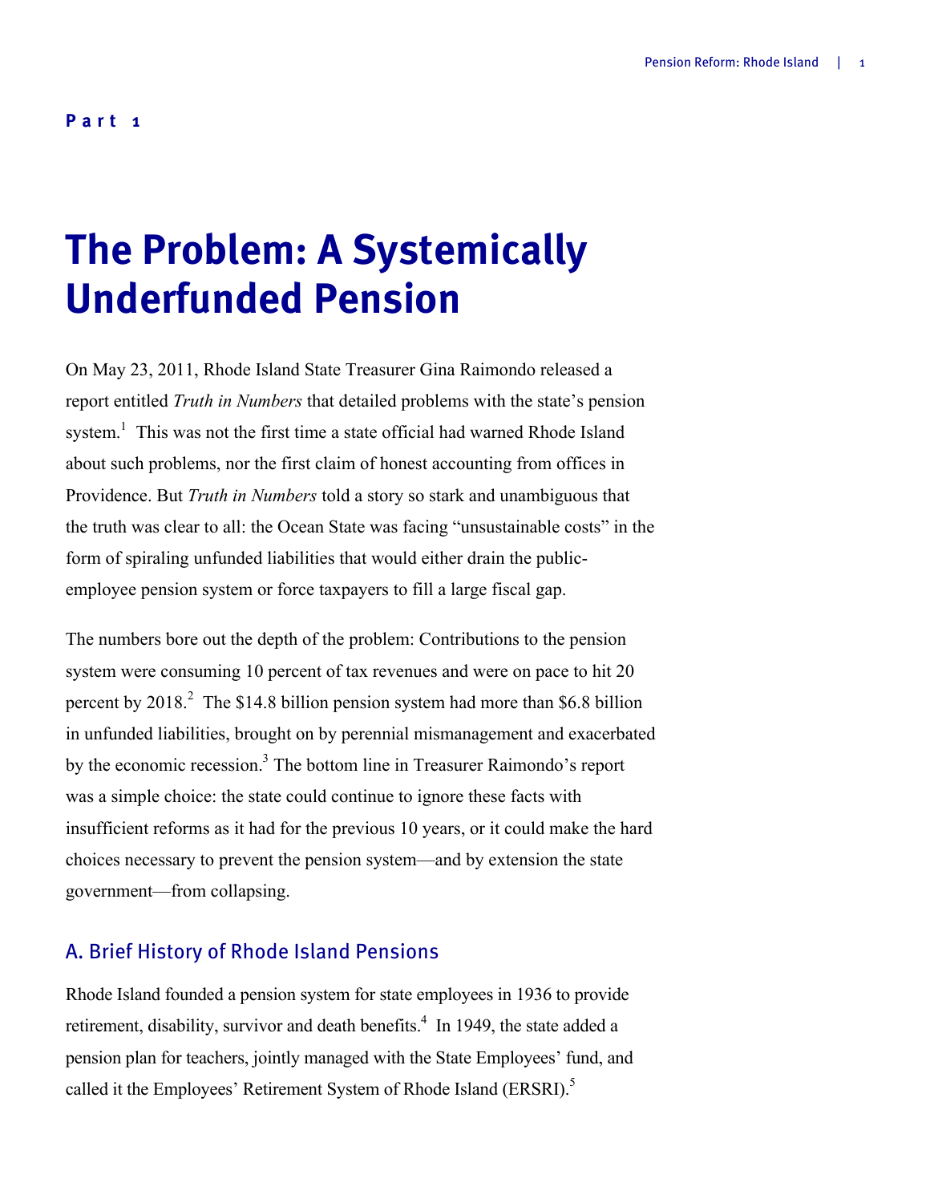**Part 1**

# The Problem: A Systemically Underfunded Pension

On May 23, 2011, Rhode Island State Treasurer Gina Raimondo released a report entitled *Truth in Numbers* that detailed problems with the state's pension system.[1] This was not the first time a state official had warned Rhode Island about such problems, nor the first claim of honest accounting from offices in Providence. But *Truth in Numbers* told a story so stark and unambiguous that the truth was clear to all: the Ocean State was facing "unsustainable costs" in the form of spiraling unfunded liabilities that would either drain the public-employee pension system or force taxpayers to fill a large fiscal gap.

The numbers bore out the depth of the problem: Contributions to the pension system were consuming 10 percent of tax revenues and were on pace to hit 20 percent by 2018.[2] The $14.8 billion pension system had more than $6.8 billion in unfunded liabilities, brought on by perennial mismanagement and exacerbated by the economic recession.[3] The bottom line in Treasurer Raimondo's report was a simple choice: the state could continue to ignore these facts with insufficient reforms as it had for the previous 10 years, or it could make the hard choices necessary to prevent the pension system—and by extension the state government—from collapsing.

## A. Brief History of Rhode Island Pensions

Rhode Island founded a pension system for state employees in 1936 to provide retirement, disability, survivor and death benefits.[4] In 1949, the state added a pension plan for teachers, jointly managed with the State Employees' fund, and called it the Employees' Retirement System of Rhode Island (ERSRI).[5]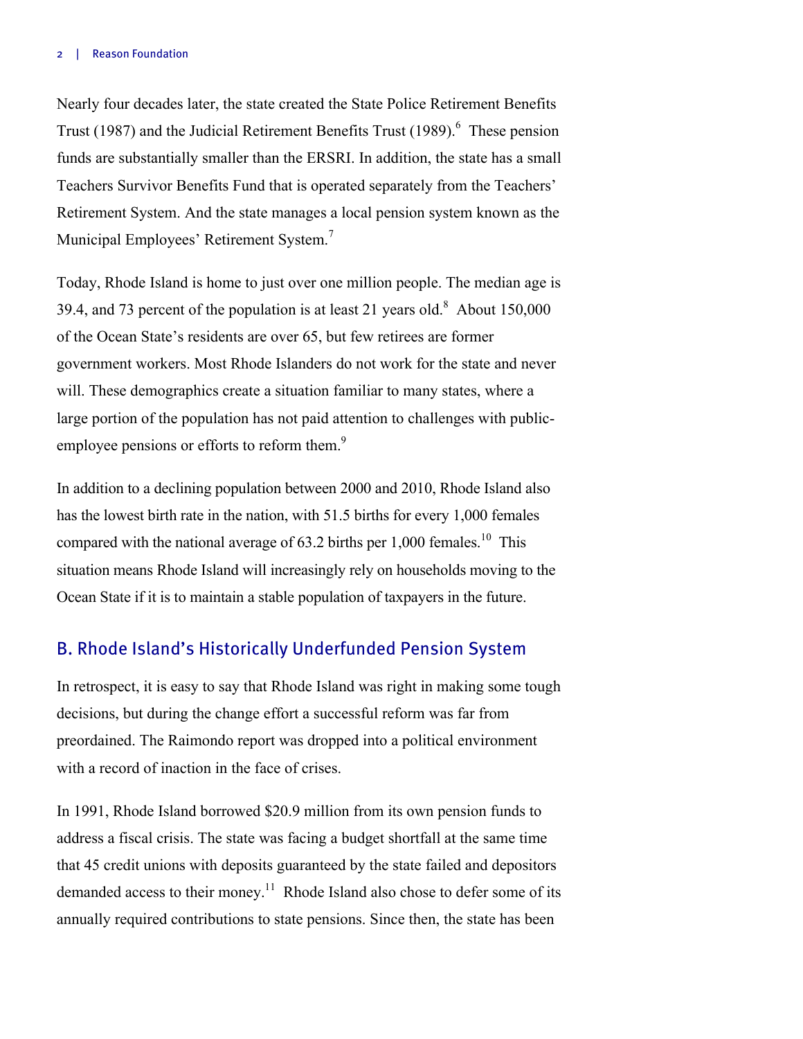Nearly four decades later, the state created the State Police Retirement Benefits Trust (1987) and the Judicial Retirement Benefits Trust (1989).[6] These pension funds are substantially smaller than the ERSRI. In addition, the state has a small Teachers Survivor Benefits Fund that is operated separately from the Teachers' Retirement System. And the state manages a local pension system known as the Municipal Employees' Retirement System.[7]

Today, Rhode Island is home to just over one million people. The median age is 39.4, and 73 percent of the population is at least 21 years old.[8] About 150,000 of the Ocean State's residents are over 65, but few retirees are former government workers. Most Rhode Islanders do not work for the state and never will. These demographics create a situation familiar to many states, where a large portion of the population has not paid attention to challenges with public-employee pensions or efforts to reform them.[9]

In addition to a declining population between 2000 and 2010, Rhode Island also has the lowest birth rate in the nation, with 51.5 births for every 1,000 females compared with the national average of 63.2 births per 1,000 females.[10] This situation means Rhode Island will increasingly rely on households moving to the Ocean State if it is to maintain a stable population of taxpayers in the future.

## B. Rhode Island's Historically Underfunded Pension System

In retrospect, it is easy to say that Rhode Island was right in making some tough decisions, but during the change effort a successful reform was far from preordained. The Raimondo report was dropped into a political environment with a record of inaction in the face of crises.

In 1991, Rhode Island borrowed $20.9 million from its own pension funds to address a fiscal crisis. The state was facing a budget shortfall at the same time that 45 credit unions with deposits guaranteed by the state failed and depositors demanded access to their money.[11] Rhode Island also chose to defer some of its annually required contributions to state pensions. Since then, the state has been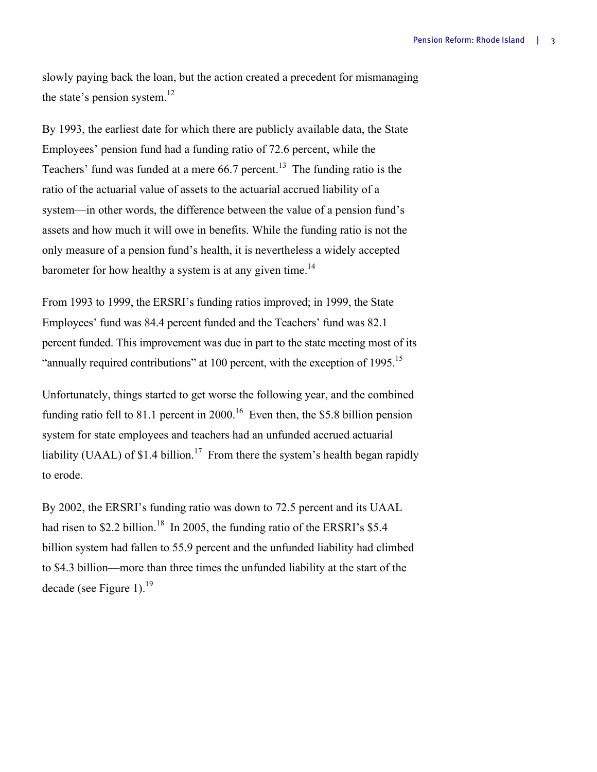slowly paying back the loan, but the action created a precedent for mismanaging the state's pension system.[12]

By 1993, the earliest date for which there are publicly available data, the State Employees' pension fund had a funding ratio of 72.6 percent, while the Teachers' fund was funded at a mere 66.7 percent.[13] The funding ratio is the ratio of the actuarial value of assets to the actuarial accrued liability of a system—in other words, the difference between the value of a pension fund's assets and how much it will owe in benefits. While the funding ratio is not the only measure of a pension fund's health, it is nevertheless a widely accepted barometer for how healthy a system is at any given time.[14]

From 1993 to 1999, the ERSRI's funding ratios improved; in 1999, the State Employees' fund was 84.4 percent funded and the Teachers' fund was 82.1 percent funded. This improvement was due in part to the state meeting most of its "annually required contributions" at 100 percent, with the exception of 1995.[15]

Unfortunately, things started to get worse the following year, and the combined funding ratio fell to 81.1 percent in 2000.[16] Even then, the $5.8 billion pension system for state employees and teachers had an unfunded accrued actuarial liability (UAAL) of $1.4 billion.[17] From there the system's health began rapidly to erode.

By 2002, the ERSRI's funding ratio was down to 72.5 percent and its UAAL had risen to $2.2 billion.[18] In 2005, the funding ratio of the ERSRI's $5.4 billion system had fallen to 55.9 percent and the unfunded liability had climbed to $4.3 billion—more than three times the unfunded liability at the start of the decade (see Figure 1).[19]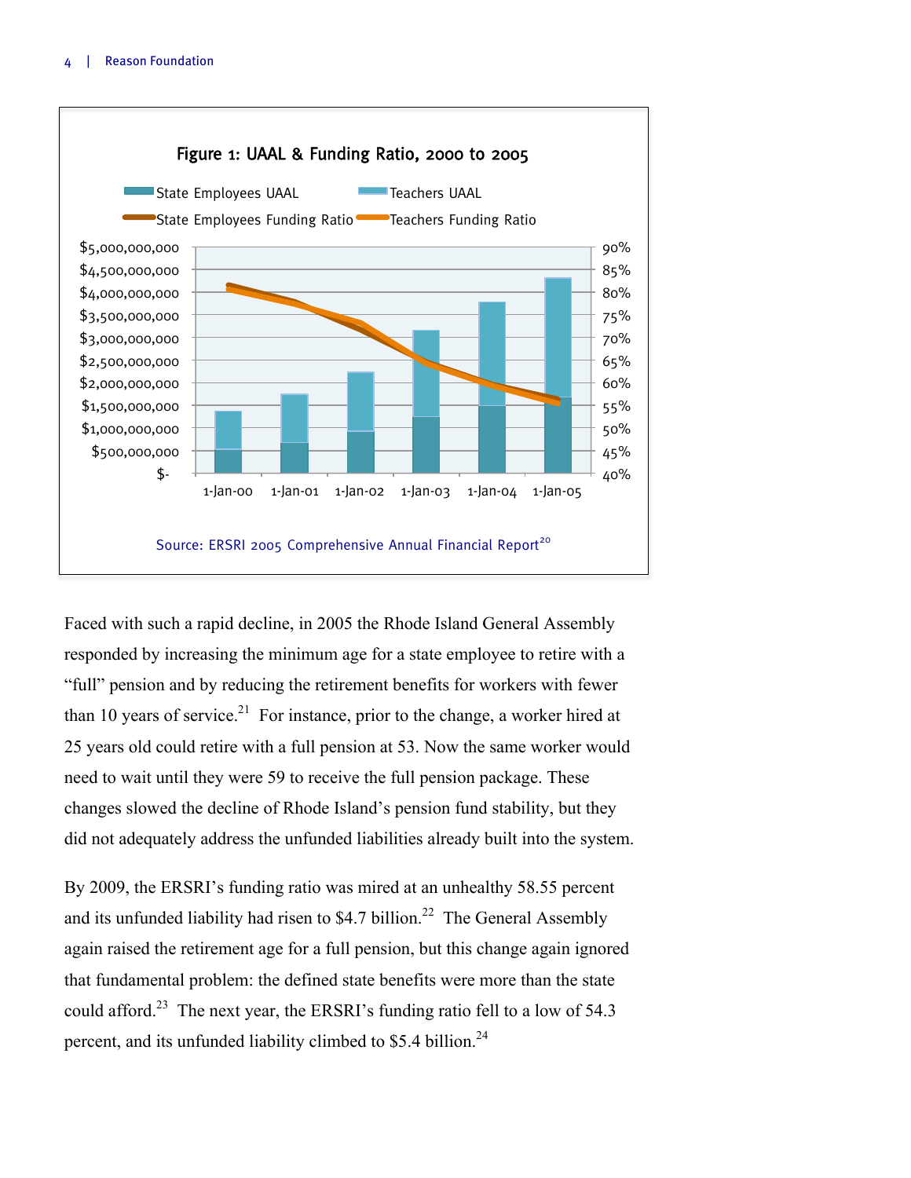**Figure 1: UAAL & Funding Ratio, 2000 to 2005**

Source: ERSRI 2005 Comprehensive Annual Financial Report[20]

Faced with such a rapid decline, in 2005 the Rhode Island General Assembly responded by increasing the minimum age for a state employee to retire with a “full” pension and by reducing the retirement benefits for workers with fewer than 10 years of service.[21] For instance, prior to the change, a worker hired at 25 years old could retire with a full pension at 53. Now the same worker would need to wait until they were 59 to receive the full pension package. These changes slowed the decline of Rhode Island’s pension fund stability, but they did not adequately address the unfunded liabilities already built into the system.

By 2009, the ERSRI’s funding ratio was mired at an unhealthy 58.55 percent and its unfunded liability had risen to $4.7 billion.[22] The General Assembly again raised the retirement age for a full pension, but this change again ignored that fundamental problem: the defined state benefits were more than the state could afford.[23] The next year, the ERSRI’s funding ratio fell to a low of 54.3 percent, and its unfunded liability climbed to $5.4 billion.[24]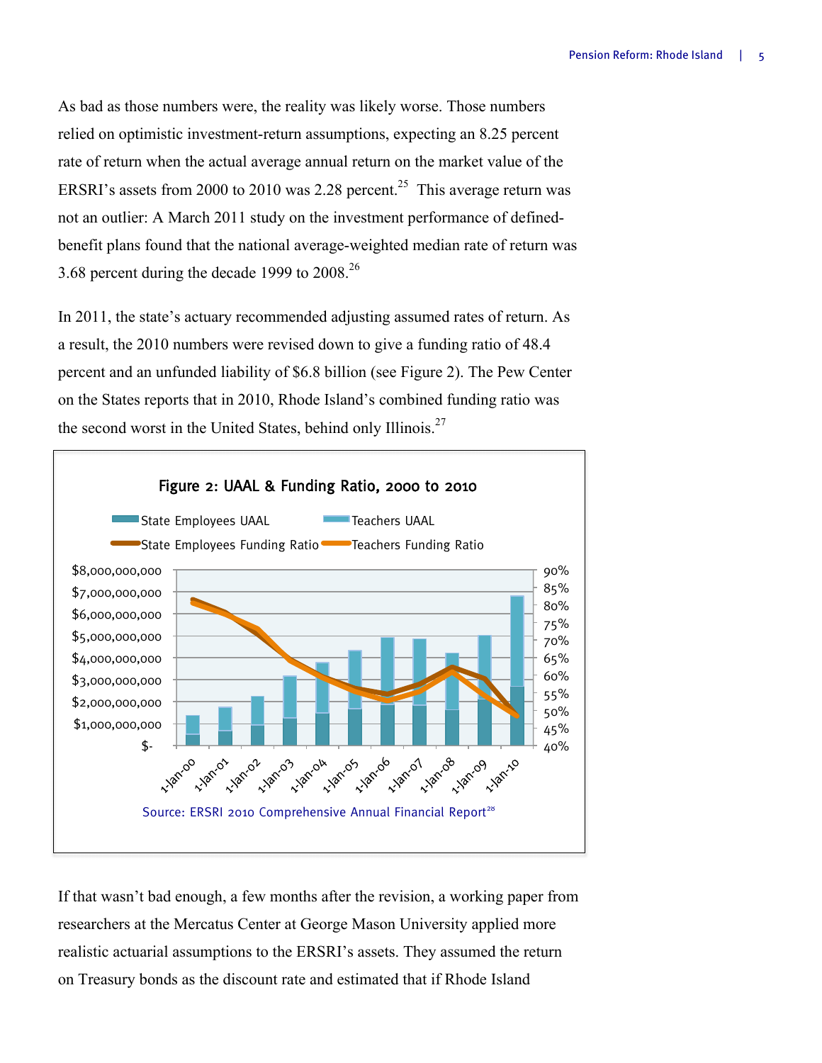As bad as those numbers were, the reality was likely worse. Those numbers relied on optimistic investment-return assumptions, expecting an 8.25 percent rate of return when the actual average annual return on the market value of the ERSRI's assets from 2000 to 2010 was 2.28 percent.[25] This average return was not an outlier: A March 2011 study on the investment performance of defined-benefit plans found that the national average-weighted median rate of return was 3.68 percent during the decade 1999 to 2008.[26]

In 2011, the state's actuary recommended adjusting assumed rates of return. As a result, the 2010 numbers were revised down to give a funding ratio of 48.4 percent and an unfunded liability of $6.8 billion (see Figure 2). The Pew Center on the States reports that in 2010, Rhode Island's combined funding ratio was the second worst in the United States, behind only Illinois.[27]

**Figure 2: UAAL & Funding Ratio, 2000 to 2010**

Source: ERSRI 2010 Comprehensive Annual Financial Report[28]

If that wasn't bad enough, a few months after the revision, a working paper from researchers at the Mercatus Center at George Mason University applied more realistic actuarial assumptions to the ERSRI's assets. They assumed the return on Treasury bonds as the discount rate and estimated that if Rhode Island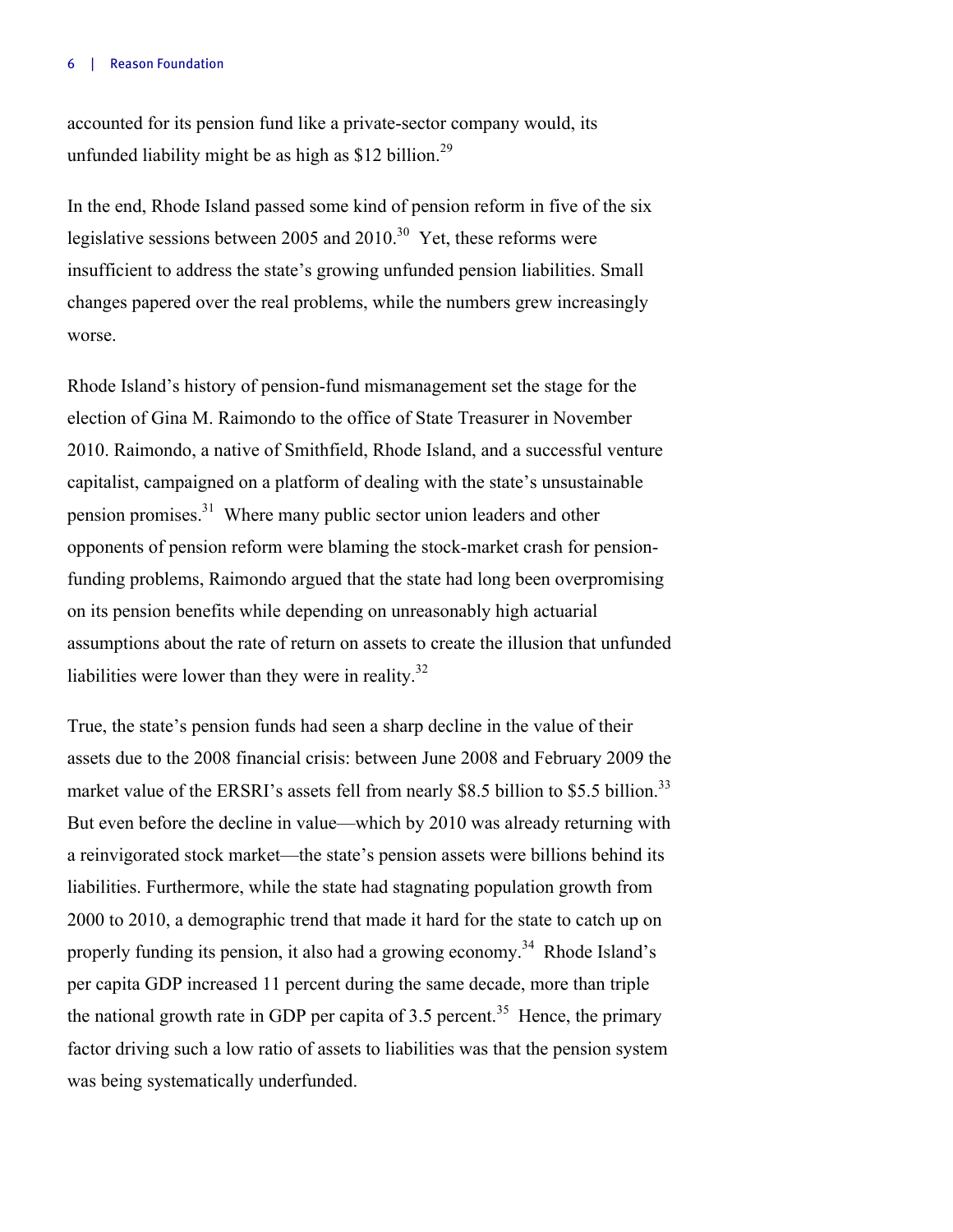accounted for its pension fund like a private-sector company would, its unfunded liability might be as high as $12 billion.[29]

In the end, Rhode Island passed some kind of pension reform in five of the six legislative sessions between 2005 and 2010.[30] Yet, these reforms were insufficient to address the state's growing unfunded pension liabilities. Small changes papered over the real problems, while the numbers grew increasingly worse.

Rhode Island's history of pension-fund mismanagement set the stage for the election of Gina M. Raimondo to the office of State Treasurer in November 2010. Raimondo, a native of Smithfield, Rhode Island, and a successful venture capitalist, campaigned on a platform of dealing with the state's unsustainable pension promises.[31] Where many public sector union leaders and other opponents of pension reform were blaming the stock-market crash for pension-funding problems, Raimondo argued that the state had long been overpromising on its pension benefits while depending on unreasonably high actuarial assumptions about the rate of return on assets to create the illusion that unfunded liabilities were lower than they were in reality.[32]

True, the state's pension funds had seen a sharp decline in the value of their assets due to the 2008 financial crisis: between June 2008 and February 2009 the market value of the ERSRI's assets fell from nearly $8.5 billion to $5.5 billion.[33] But even before the decline in value—which by 2010 was already returning with a reinvigorated stock market—the state's pension assets were billions behind its liabilities. Furthermore, while the state had stagnating population growth from 2000 to 2010, a demographic trend that made it hard for the state to catch up on properly funding its pension, it also had a growing economy.[34] Rhode Island's per capita GDP increased 11 percent during the same decade, more than triple the national growth rate in GDP per capita of 3.5 percent.[35] Hence, the primary factor driving such a low ratio of assets to liabilities was that the pension system was being systematically underfunded.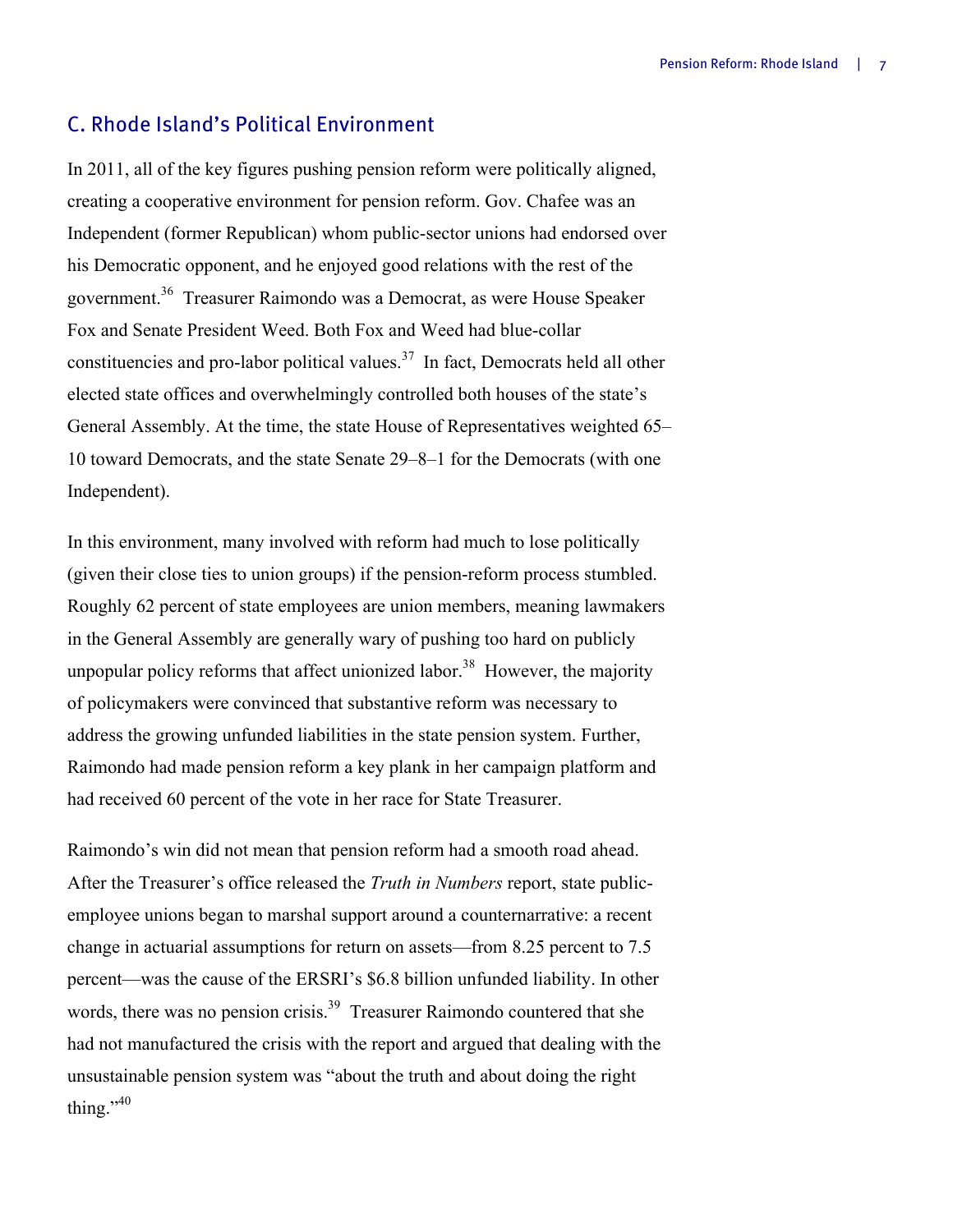## C. Rhode Island's Political Environment

In 2011, all of the key figures pushing pension reform were politically aligned, creating a cooperative environment for pension reform. Gov. Chafee was an Independent (former Republican) whom public-sector unions had endorsed over his Democratic opponent, and he enjoyed good relations with the rest of the government.[36] Treasurer Raimondo was a Democrat, as were House Speaker Fox and Senate President Weed. Both Fox and Weed had blue-collar constituencies and pro-labor political values.[37] In fact, Democrats held all other elected state offices and overwhelmingly controlled both houses of the state's General Assembly. At the time, the state House of Representatives weighted 65–10 toward Democrats, and the state Senate 29–8–1 for the Democrats (with one Independent).

In this environment, many involved with reform had much to lose politically (given their close ties to union groups) if the pension-reform process stumbled. Roughly 62 percent of state employees are union members, meaning lawmakers in the General Assembly are generally wary of pushing too hard on publicly unpopular policy reforms that affect unionized labor.[38] However, the majority of policymakers were convinced that substantive reform was necessary to address the growing unfunded liabilities in the state pension system. Further, Raimondo had made pension reform a key plank in her campaign platform and had received 60 percent of the vote in her race for State Treasurer.

Raimondo's win did not mean that pension reform had a smooth road ahead. After the Treasurer's office released the *Truth in Numbers* report, state public-employee unions began to marshal support around a counternarrative: a recent change in actuarial assumptions for return on assets—from 8.25 percent to 7.5 percent—was the cause of the ERSRI's $6.8 billion unfunded liability. In other words, there was no pension crisis.[39] Treasurer Raimondo countered that she had not manufactured the crisis with the report and argued that dealing with the unsustainable pension system was "about the truth and about doing the right thing."[40]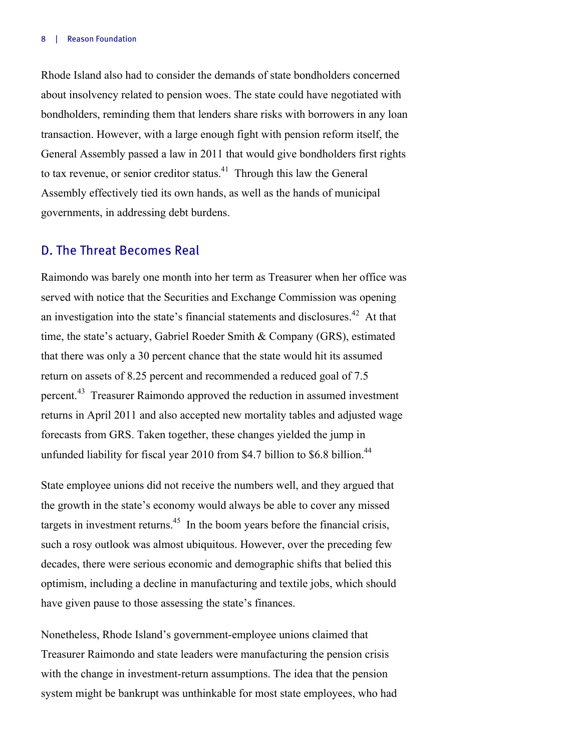Rhode Island also had to consider the demands of state bondholders concerned about insolvency related to pension woes. The state could have negotiated with bondholders, reminding them that lenders share risks with borrowers in any loan transaction. However, with a large enough fight with pension reform itself, the General Assembly passed a law in 2011 that would give bondholders first rights to tax revenue, or senior creditor status.[41] Through this law the General Assembly effectively tied its own hands, as well as the hands of municipal governments, in addressing debt burdens.

## D. The Threat Becomes Real

Raimondo was barely one month into her term as Treasurer when her office was served with notice that the Securities and Exchange Commission was opening an investigation into the state's financial statements and disclosures.[42] At that time, the state's actuary, Gabriel Roeder Smith & Company (GRS), estimated that there was only a 30 percent chance that the state would hit its assumed return on assets of 8.25 percent and recommended a reduced goal of 7.5 percent.[43] Treasurer Raimondo approved the reduction in assumed investment returns in April 2011 and also accepted new mortality tables and adjusted wage forecasts from GRS. Taken together, these changes yielded the jump in unfunded liability for fiscal year 2010 from $4.7 billion to $6.8 billion.[44]

State employee unions did not receive the numbers well, and they argued that the growth in the state's economy would always be able to cover any missed targets in investment returns.[45] In the boom years before the financial crisis, such a rosy outlook was almost ubiquitous. However, over the preceding few decades, there were serious economic and demographic shifts that belied this optimism, including a decline in manufacturing and textile jobs, which should have given pause to those assessing the state's finances.

Nonetheless, Rhode Island's government-employee unions claimed that Treasurer Raimondo and state leaders were manufacturing the pension crisis with the change in investment-return assumptions. The idea that the pension system might be bankrupt was unthinkable for most state employees, who had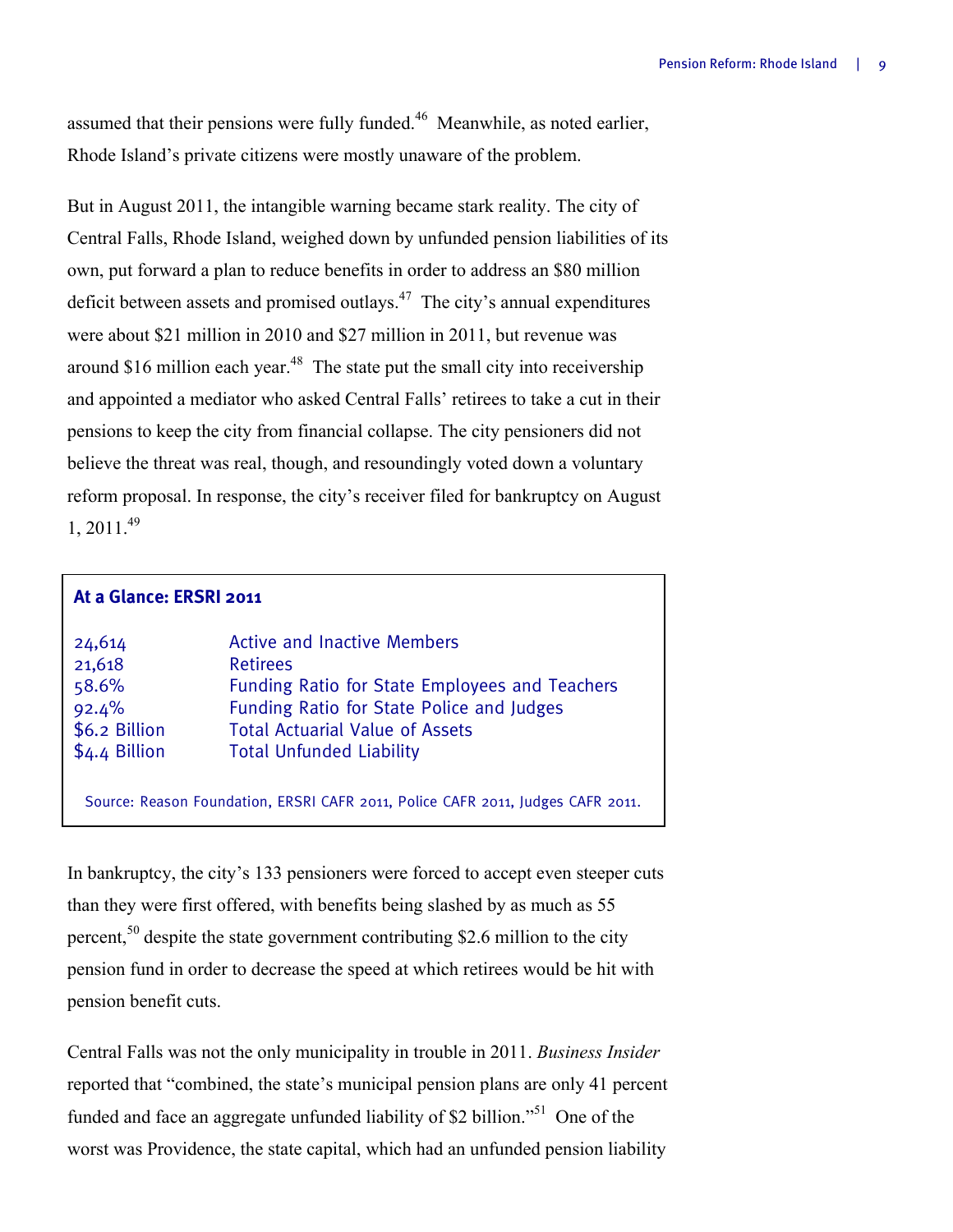assumed that their pensions were fully funded.[46] Meanwhile, as noted earlier, Rhode Island's private citizens were mostly unaware of the problem.

But in August 2011, the intangible warning became stark reality. The city of Central Falls, Rhode Island, weighed down by unfunded pension liabilities of its own, put forward a plan to reduce benefits in order to address an $80 million deficit between assets and promised outlays.[47] The city's annual expenditures were about $21 million in 2010 and $27 million in 2011, but revenue was around $16 million each year.[48] The state put the small city into receivership and appointed a mediator who asked Central Falls' retirees to take a cut in their pensions to keep the city from financial collapse. The city pensioners did not believe the threat was real, though, and resoundingly voted down a voluntary reform proposal. In response, the city's receiver filed for bankruptcy on August 1, 2011.[49]

**At a Glance: ERSRI 2011**

| | |
|---|---|
| 24,614 | Active and Inactive Members |
| 21,618 | Retirees |
| 58.6% | Funding Ratio for State Employees and Teachers |
| 92.4% | Funding Ratio for State Police and Judges |
| $6.2 Billion | Total Actuarial Value of Assets |
| $4.4 Billion | Total Unfunded Liability |

Source: Reason Foundation, ERSRI CAFR 2011, Police CAFR 2011, Judges CAFR 2011.

In bankruptcy, the city's 133 pensioners were forced to accept even steeper cuts than they were first offered, with benefits being slashed by as much as 55 percent,[50] despite the state government contributing $2.6 million to the city pension fund in order to decrease the speed at which retirees would be hit with pension benefit cuts.

Central Falls was not the only municipality in trouble in 2011. *Business Insider* reported that "combined, the state's municipal pension plans are only 41 percent funded and face an aggregate unfunded liability of $2 billion."[51] One of the worst was Providence, the state capital, which had an unfunded pension liability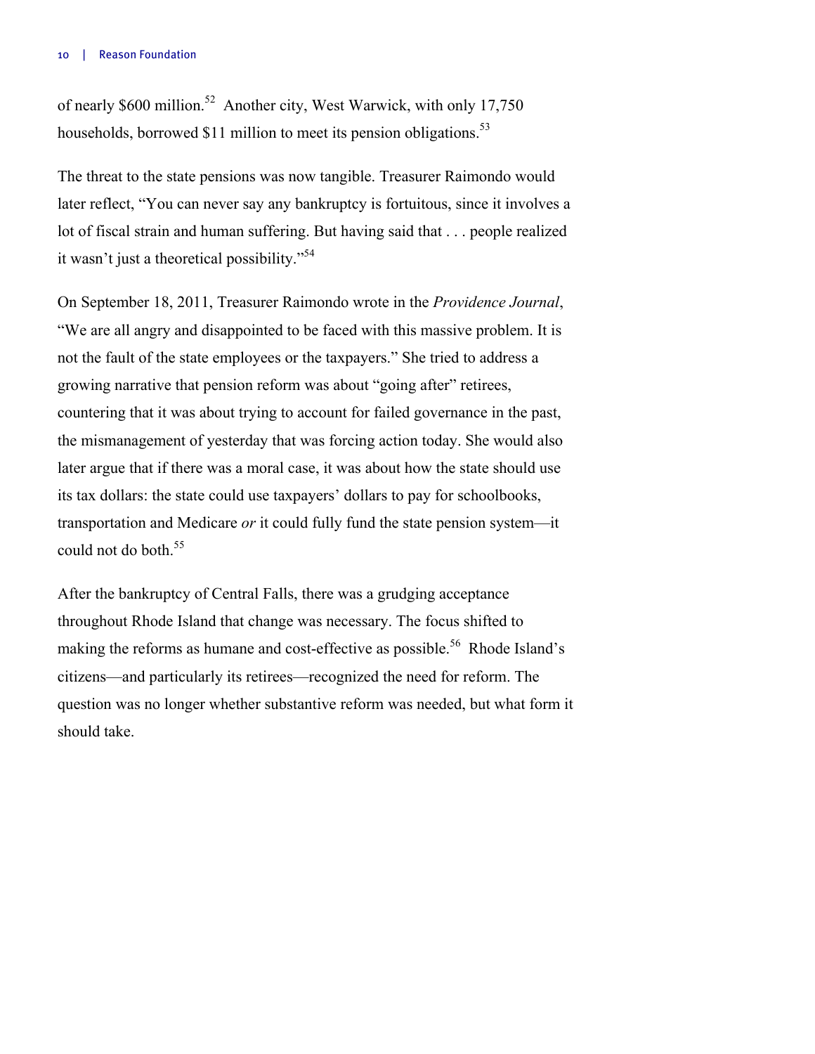of nearly $600 million.[52] Another city, West Warwick, with only 17,750 households, borrowed $11 million to meet its pension obligations.[53]

The threat to the state pensions was now tangible. Treasurer Raimondo would later reflect, “You can never say any bankruptcy is fortuitous, since it involves a lot of fiscal strain and human suffering. But having said that . . . people realized it wasn’t just a theoretical possibility.”[54]

On September 18, 2011, Treasurer Raimondo wrote in the *Providence Journal*, “We are all angry and disappointed to be faced with this massive problem. It is not the fault of the state employees or the taxpayers.” She tried to address a growing narrative that pension reform was about “going after” retirees, countering that it was about trying to account for failed governance in the past, the mismanagement of yesterday that was forcing action today. She would also later argue that if there was a moral case, it was about how the state should use its tax dollars: the state could use taxpayers’ dollars to pay for schoolbooks, transportation and Medicare *or* it could fully fund the state pension system—it could not do both.[55]

After the bankruptcy of Central Falls, there was a grudging acceptance throughout Rhode Island that change was necessary. The focus shifted to making the reforms as humane and cost-effective as possible.[56] Rhode Island’s citizens—and particularly its retirees—recognized the need for reform. The question was no longer whether substantive reform was needed, but what form it should take.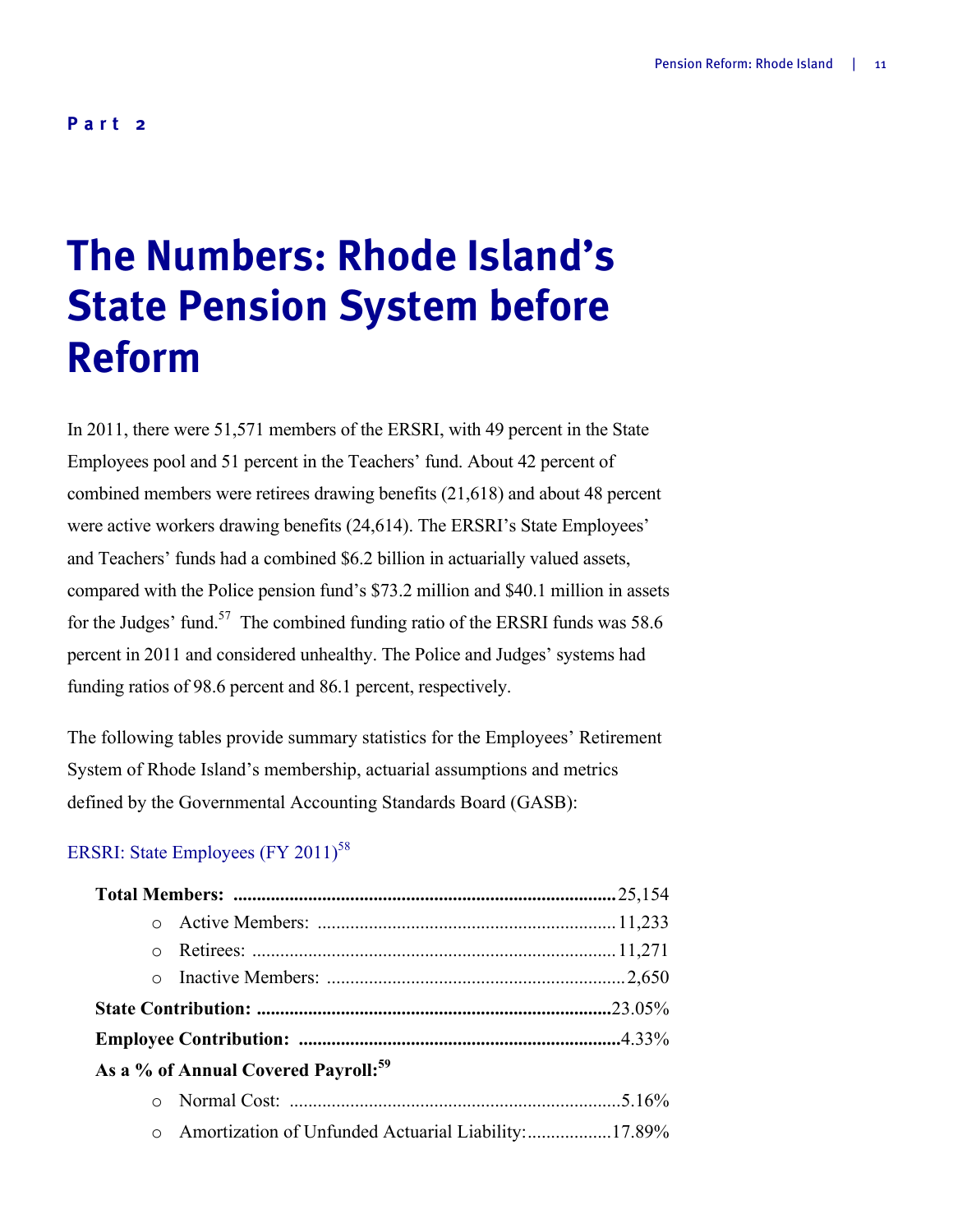**Part 2**

# The Numbers: Rhode Island's State Pension System before Reform

In 2011, there were 51,571 members of the ERSRI, with 49 percent in the State Employees pool and 51 percent in the Teachers' fund. About 42 percent of combined members were retirees drawing benefits (21,618) and about 48 percent were active workers drawing benefits (24,614). The ERSRI's State Employees' and Teachers' funds had a combined $6.2 billion in actuarially valued assets, compared with the Police pension fund's $73.2 million and $40.1 million in assets for the Judges' fund.[57] The combined funding ratio of the ERSRI funds was 58.6 percent in 2011 and considered unhealthy. The Police and Judges' systems had funding ratios of 98.6 percent and 86.1 percent, respectively.

The following tables provide summary statistics for the Employees' Retirement System of Rhode Island's membership, actuarial assumptions and metrics defined by the Governmental Accounting Standards Board (GASB):

ERSRI: State Employees (FY 2011)[58]

**Total Members:** ........ 25,154
- Active Members: ........ 11,233
- Retirees: ........ 11,271
- Inactive Members: ........ 2,650

**State Contribution:** ........ 23.05%

**Employee Contribution:** ........ 4.33%

**As a % of Annual Covered Payroll:**[59]
- Normal Cost: ........ 5.16%
- Amortization of Unfunded Actuarial Liability: ........ 17.89%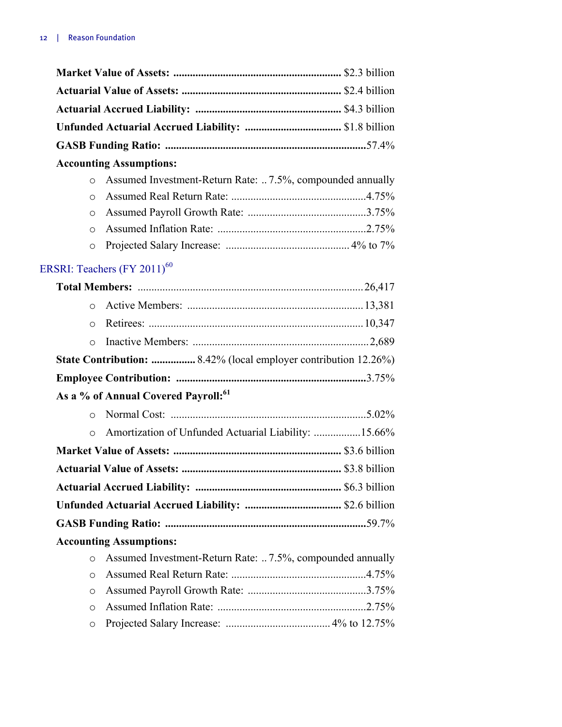**Market Value of Assets:** $2.3 billion

**Actuarial Value of Assets:** $2.4 billion

**Actuarial Accrued Liability:** $4.3 billion

**Unfunded Actuarial Accrued Liability:** $1.8 billion

**GASB Funding Ratio:** 57.4%

**Accounting Assumptions:**

- Assumed Investment-Return Rate: 7.5%, compounded annually
- Assumed Real Return Rate: 4.75%
- Assumed Payroll Growth Rate: 3.75%
- Assumed Inflation Rate: 2.75%
- Projected Salary Increase: 4% to 7%

## ERSRI: Teachers (FY 2011)[60]

**Total Members:** 26,417

- Active Members: 13,381
- Retirees: 10,347
- Inactive Members: 2,689

**State Contribution:** 8.42% (local employer contribution 12.26%)

**Employee Contribution:** 3.75%

**As a % of Annual Covered Payroll:**[61]

- Normal Cost: 5.02%
- Amortization of Unfunded Actuarial Liability: 15.66%

**Market Value of Assets:** $3.6 billion

**Actuarial Value of Assets:** $3.8 billion

**Actuarial Accrued Liability:** $6.3 billion

**Unfunded Actuarial Accrued Liability:** $2.6 billion

**GASB Funding Ratio:** 59.7%

**Accounting Assumptions:**

- Assumed Investment-Return Rate: 7.5%, compounded annually
- Assumed Real Return Rate: 4.75%
- Assumed Payroll Growth Rate: 3.75%
- Assumed Inflation Rate: 2.75%
- Projected Salary Increase: 4% to 12.75%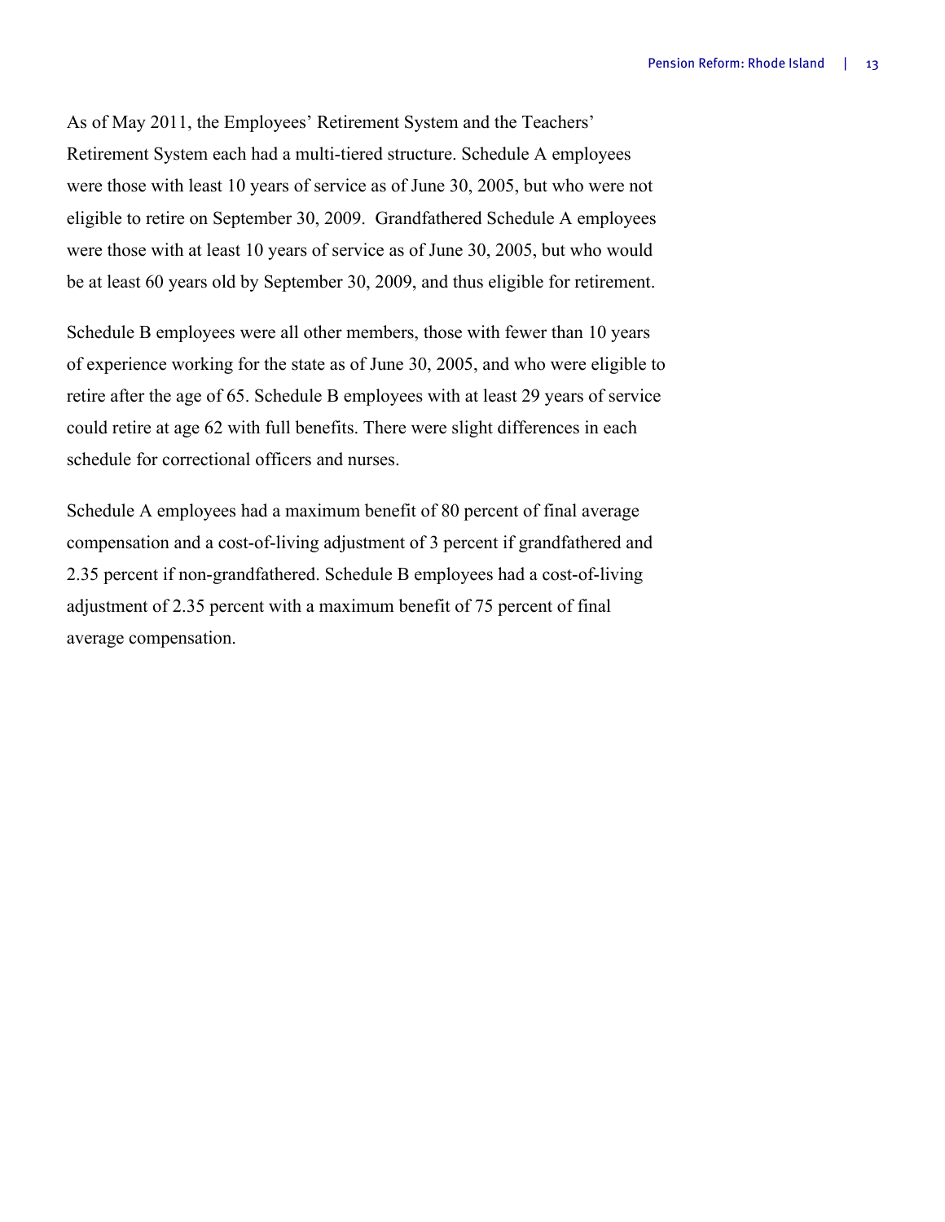As of May 2011, the Employees' Retirement System and the Teachers' Retirement System each had a multi-tiered structure. Schedule A employees were those with least 10 years of service as of June 30, 2005, but who were not eligible to retire on September 30, 2009. Grandfathered Schedule A employees were those with at least 10 years of service as of June 30, 2005, but who would be at least 60 years old by September 30, 2009, and thus eligible for retirement.

Schedule B employees were all other members, those with fewer than 10 years of experience working for the state as of June 30, 2005, and who were eligible to retire after the age of 65. Schedule B employees with at least 29 years of service could retire at age 62 with full benefits. There were slight differences in each schedule for correctional officers and nurses.

Schedule A employees had a maximum benefit of 80 percent of final average compensation and a cost-of-living adjustment of 3 percent if grandfathered and 2.35 percent if non-grandfathered. Schedule B employees had a cost-of-living adjustment of 2.35 percent with a maximum benefit of 75 percent of final average compensation.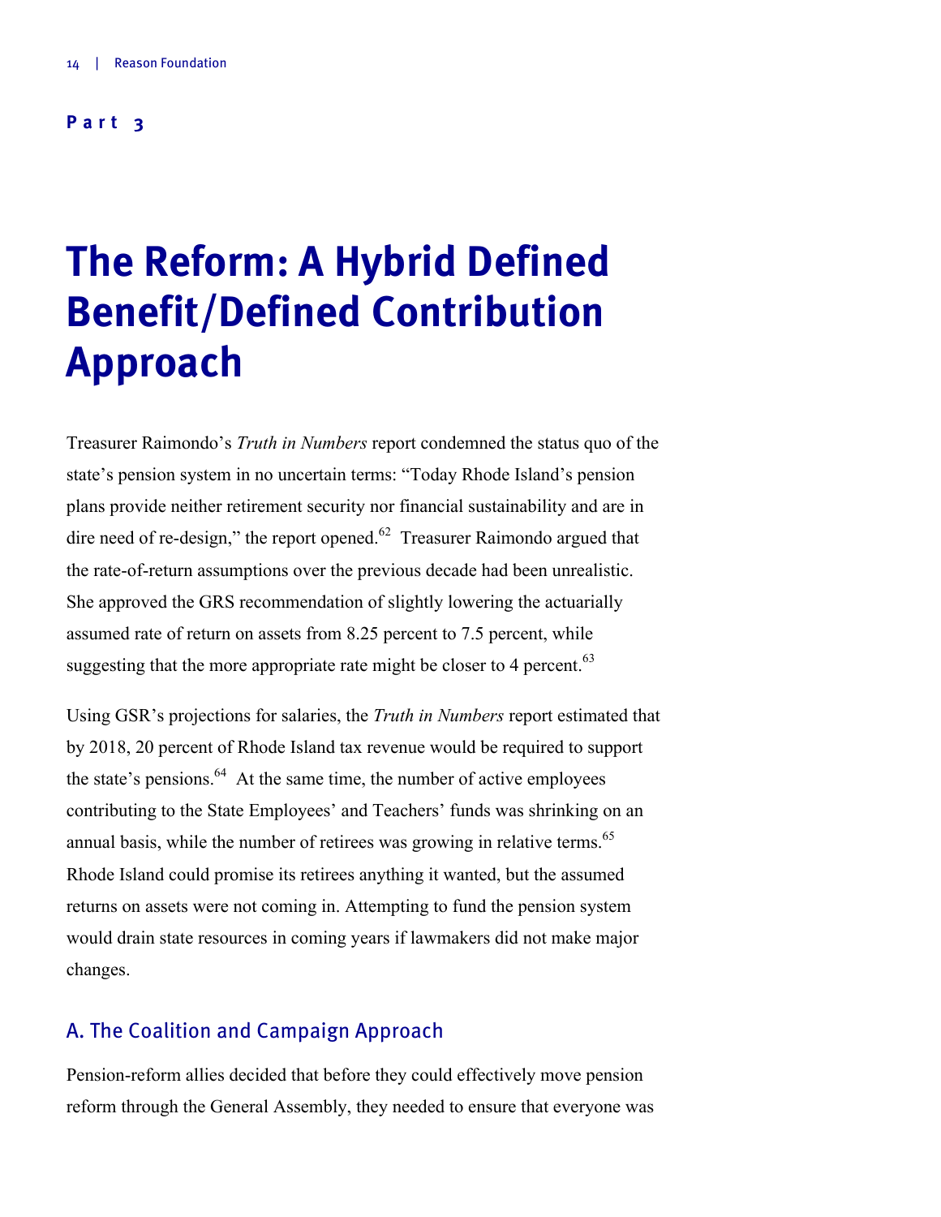**Part 3**

# The Reform: A Hybrid Defined Benefit/Defined Contribution Approach

Treasurer Raimondo's *Truth in Numbers* report condemned the status quo of the state's pension system in no uncertain terms: "Today Rhode Island's pension plans provide neither retirement security nor financial sustainability and are in dire need of re-design," the report opened.[62] Treasurer Raimondo argued that the rate-of-return assumptions over the previous decade had been unrealistic. She approved the GRS recommendation of slightly lowering the actuarially assumed rate of return on assets from 8.25 percent to 7.5 percent, while suggesting that the more appropriate rate might be closer to 4 percent.[63]

Using GSR's projections for salaries, the *Truth in Numbers* report estimated that by 2018, 20 percent of Rhode Island tax revenue would be required to support the state's pensions.[64] At the same time, the number of active employees contributing to the State Employees' and Teachers' funds was shrinking on an annual basis, while the number of retirees was growing in relative terms.[65] Rhode Island could promise its retirees anything it wanted, but the assumed returns on assets were not coming in. Attempting to fund the pension system would drain state resources in coming years if lawmakers did not make major changes.

## A. The Coalition and Campaign Approach

Pension-reform allies decided that before they could effectively move pension reform through the General Assembly, they needed to ensure that everyone was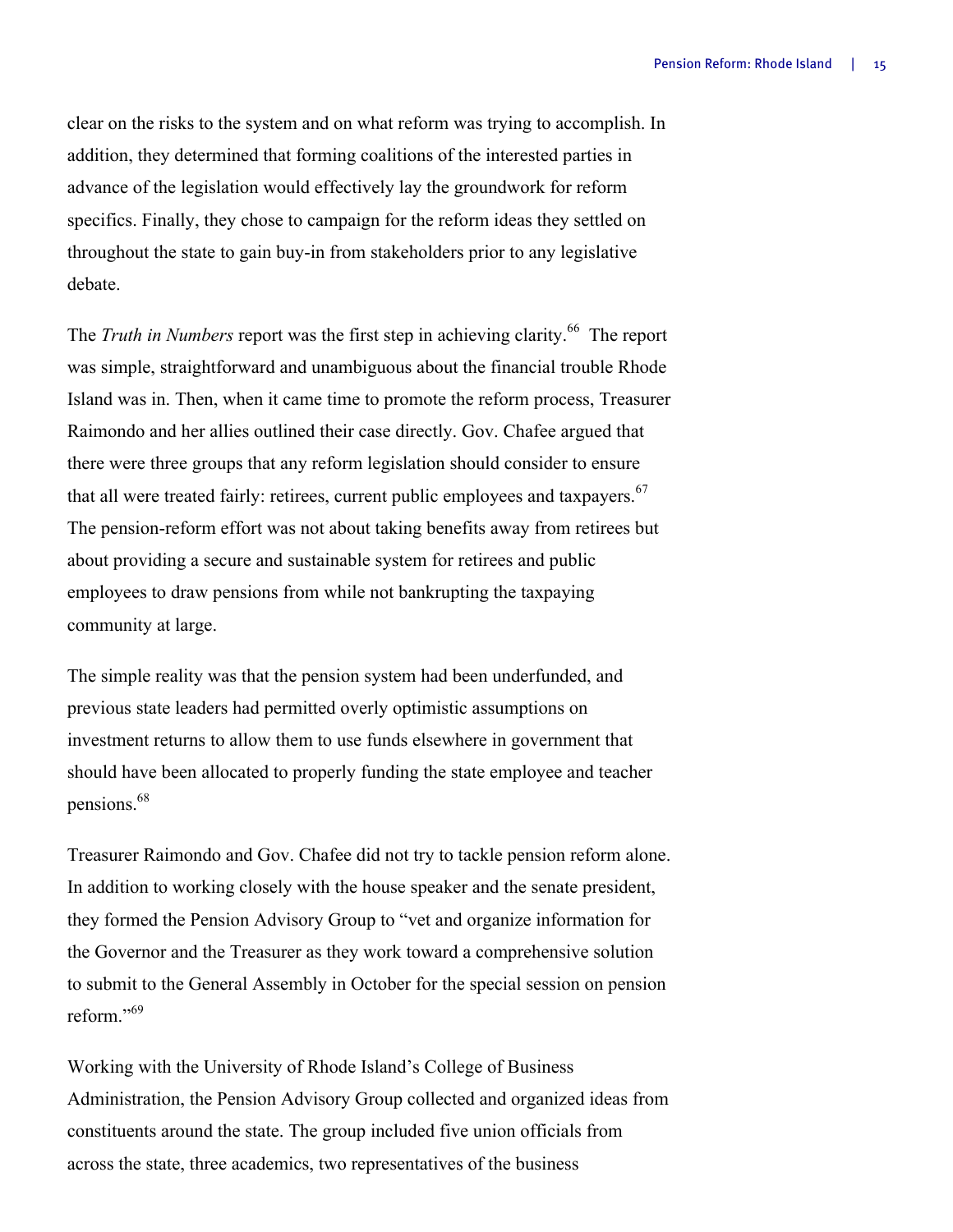clear on the risks to the system and on what reform was trying to accomplish. In addition, they determined that forming coalitions of the interested parties in advance of the legislation would effectively lay the groundwork for reform specifics. Finally, they chose to campaign for the reform ideas they settled on throughout the state to gain buy-in from stakeholders prior to any legislative debate.

The *Truth in Numbers* report was the first step in achieving clarity.[66] The report was simple, straightforward and unambiguous about the financial trouble Rhode Island was in. Then, when it came time to promote the reform process, Treasurer Raimondo and her allies outlined their case directly. Gov. Chafee argued that there were three groups that any reform legislation should consider to ensure that all were treated fairly: retirees, current public employees and taxpayers.[67] The pension-reform effort was not about taking benefits away from retirees but about providing a secure and sustainable system for retirees and public employees to draw pensions from while not bankrupting the taxpaying community at large.

The simple reality was that the pension system had been underfunded, and previous state leaders had permitted overly optimistic assumptions on investment returns to allow them to use funds elsewhere in government that should have been allocated to properly funding the state employee and teacher pensions.[68]

Treasurer Raimondo and Gov. Chafee did not try to tackle pension reform alone. In addition to working closely with the house speaker and the senate president, they formed the Pension Advisory Group to "vet and organize information for the Governor and the Treasurer as they work toward a comprehensive solution to submit to the General Assembly in October for the special session on pension reform."[69]

Working with the University of Rhode Island's College of Business Administration, the Pension Advisory Group collected and organized ideas from constituents around the state. The group included five union officials from across the state, three academics, two representatives of the business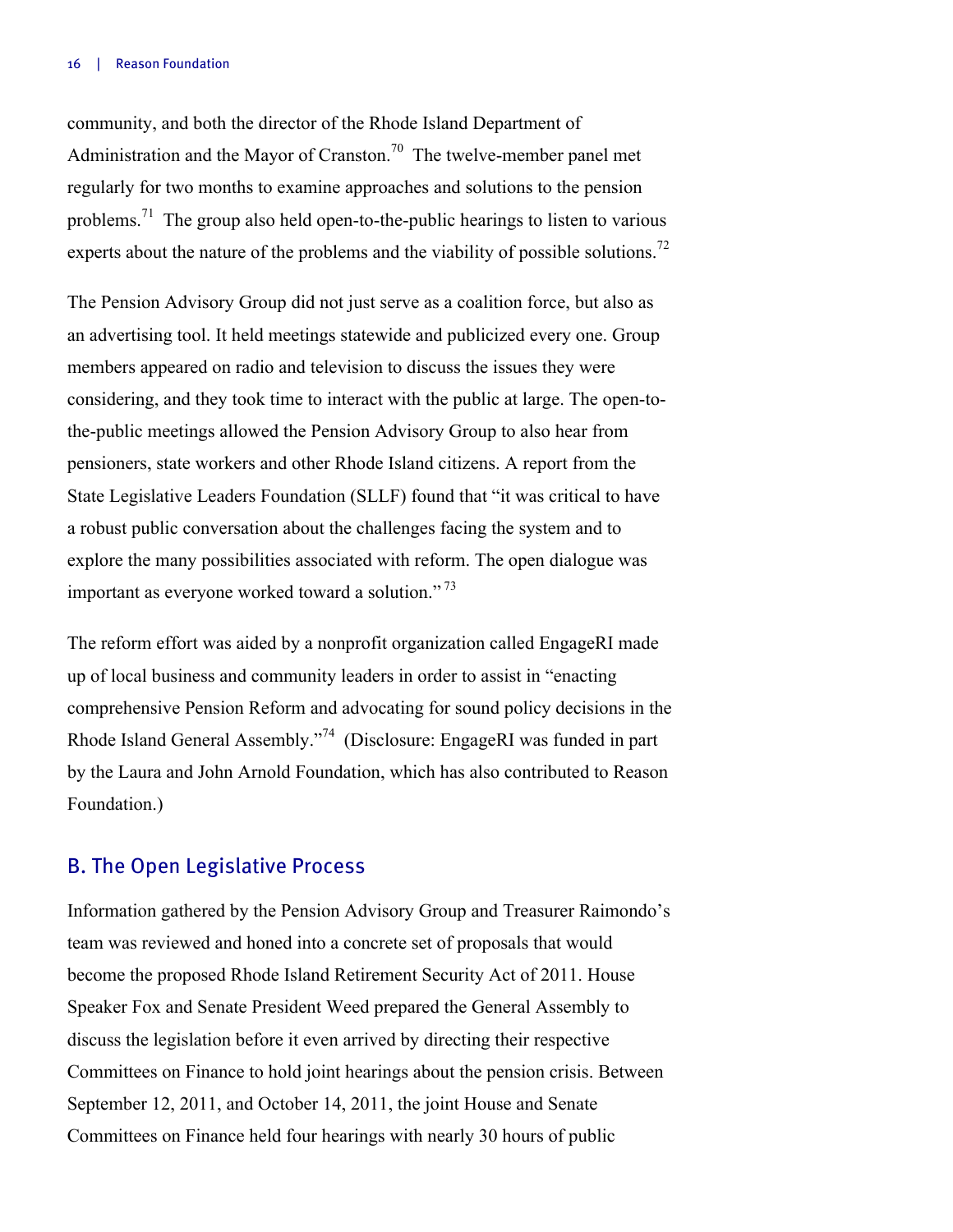community, and both the director of the Rhode Island Department of Administration and the Mayor of Cranston.[70] The twelve-member panel met regularly for two months to examine approaches and solutions to the pension problems.[71] The group also held open-to-the-public hearings to listen to various experts about the nature of the problems and the viability of possible solutions.[72]

The Pension Advisory Group did not just serve as a coalition force, but also as an advertising tool. It held meetings statewide and publicized every one. Group members appeared on radio and television to discuss the issues they were considering, and they took time to interact with the public at large. The open-to-the-public meetings allowed the Pension Advisory Group to also hear from pensioners, state workers and other Rhode Island citizens. A report from the State Legislative Leaders Foundation (SLLF) found that "it was critical to have a robust public conversation about the challenges facing the system and to explore the many possibilities associated with reform. The open dialogue was important as everyone worked toward a solution."[73]

The reform effort was aided by a nonprofit organization called EngageRI made up of local business and community leaders in order to assist in "enacting comprehensive Pension Reform and advocating for sound policy decisions in the Rhode Island General Assembly."[74] (Disclosure: EngageRI was funded in part by the Laura and John Arnold Foundation, which has also contributed to Reason Foundation.)

## B. The Open Legislative Process

Information gathered by the Pension Advisory Group and Treasurer Raimondo's team was reviewed and honed into a concrete set of proposals that would become the proposed Rhode Island Retirement Security Act of 2011. House Speaker Fox and Senate President Weed prepared the General Assembly to discuss the legislation before it even arrived by directing their respective Committees on Finance to hold joint hearings about the pension crisis. Between September 12, 2011, and October 14, 2011, the joint House and Senate Committees on Finance held four hearings with nearly 30 hours of public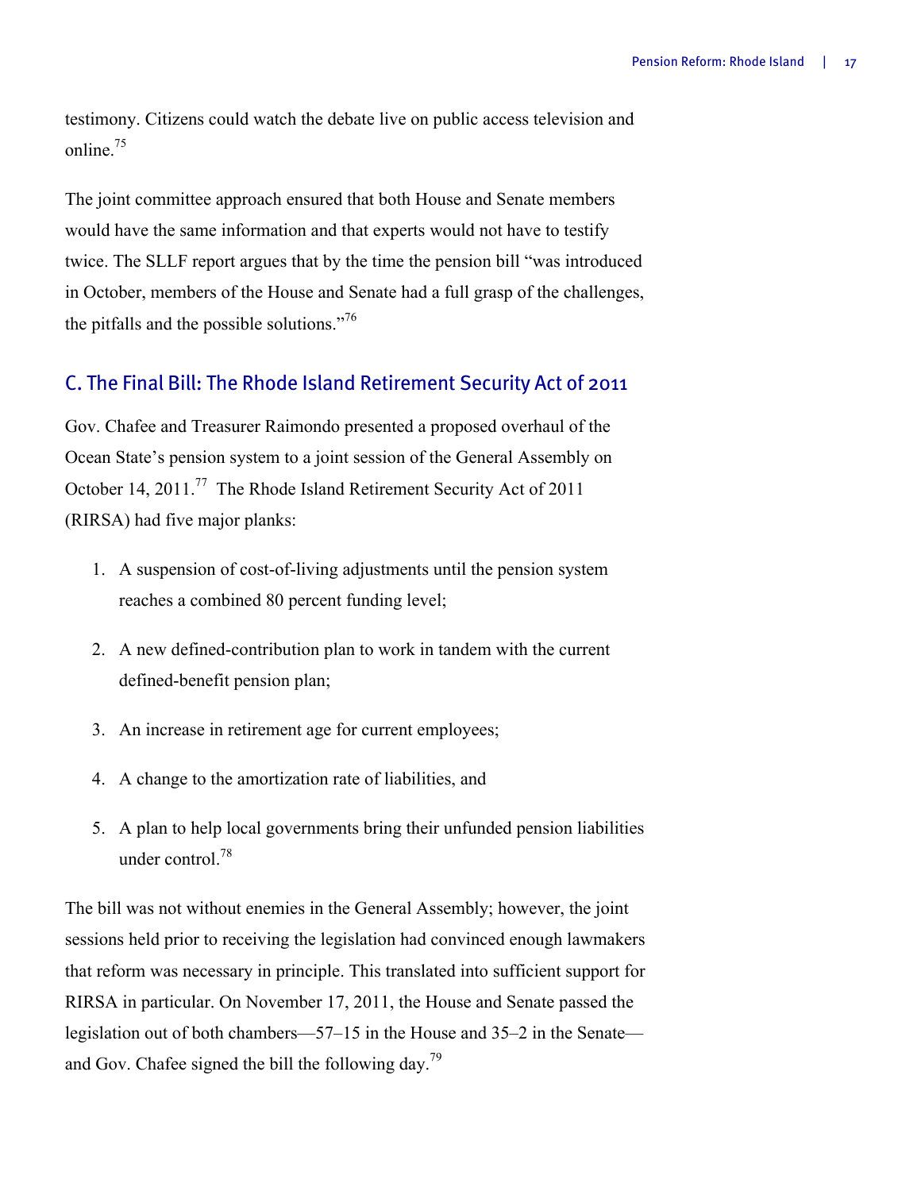testimony. Citizens could watch the debate live on public access television and online.[75]

The joint committee approach ensured that both House and Senate members would have the same information and that experts would not have to testify twice. The SLLF report argues that by the time the pension bill "was introduced in October, members of the House and Senate had a full grasp of the challenges, the pitfalls and the possible solutions."[76]

## C. The Final Bill: The Rhode Island Retirement Security Act of 2011

Gov. Chafee and Treasurer Raimondo presented a proposed overhaul of the Ocean State's pension system to a joint session of the General Assembly on October 14, 2011.[77] The Rhode Island Retirement Security Act of 2011 (RIRSA) had five major planks:

1. A suspension of cost-of-living adjustments until the pension system reaches a combined 80 percent funding level;

2. A new defined-contribution plan to work in tandem with the current defined-benefit pension plan;

3. An increase in retirement age for current employees;

4. A change to the amortization rate of liabilities, and

5. A plan to help local governments bring their unfunded pension liabilities under control.[78]

The bill was not without enemies in the General Assembly; however, the joint sessions held prior to receiving the legislation had convinced enough lawmakers that reform was necessary in principle. This translated into sufficient support for RIRSA in particular. On November 17, 2011, the House and Senate passed the legislation out of both chambers—57–15 in the House and 35–2 in the Senate—and Gov. Chafee signed the bill the following day.[79]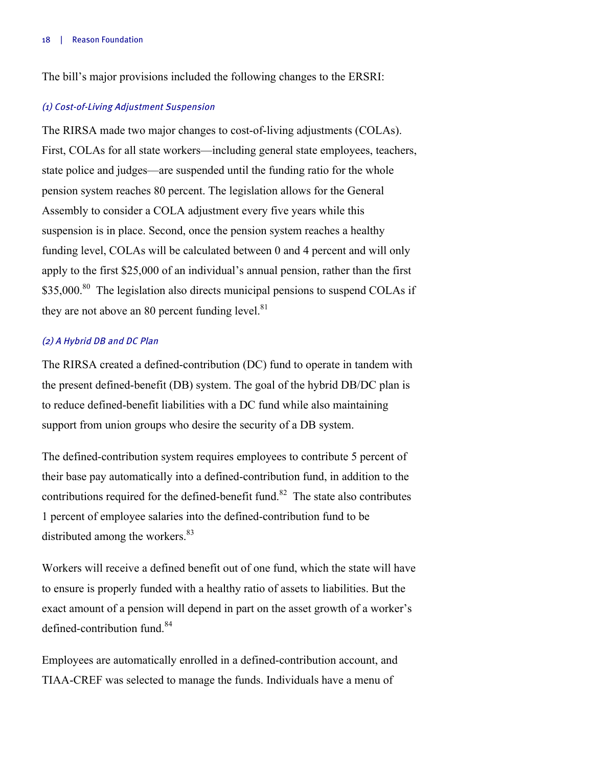The bill's major provisions included the following changes to the ERSRI:

#### *(1) Cost-of-Living Adjustment Suspension*

The RIRSA made two major changes to cost-of-living adjustments (COLAs). First, COLAs for all state workers—including general state employees, teachers, state police and judges—are suspended until the funding ratio for the whole pension system reaches 80 percent. The legislation allows for the General Assembly to consider a COLA adjustment every five years while this suspension is in place. Second, once the pension system reaches a healthy funding level, COLAs will be calculated between 0 and 4 percent and will only apply to the first $25,000 of an individual's annual pension, rather than the first $35,000.[80] The legislation also directs municipal pensions to suspend COLAs if they are not above an 80 percent funding level.[81]

#### *(2) A Hybrid DB and DC Plan*

The RIRSA created a defined-contribution (DC) fund to operate in tandem with the present defined-benefit (DB) system. The goal of the hybrid DB/DC plan is to reduce defined-benefit liabilities with a DC fund while also maintaining support from union groups who desire the security of a DB system.

The defined-contribution system requires employees to contribute 5 percent of their base pay automatically into a defined-contribution fund, in addition to the contributions required for the defined-benefit fund.[82] The state also contributes 1 percent of employee salaries into the defined-contribution fund to be distributed among the workers.[83]

Workers will receive a defined benefit out of one fund, which the state will have to ensure is properly funded with a healthy ratio of assets to liabilities. But the exact amount of a pension will depend in part on the asset growth of a worker's defined-contribution fund.[84]

Employees are automatically enrolled in a defined-contribution account, and TIAA-CREF was selected to manage the funds. Individuals have a menu of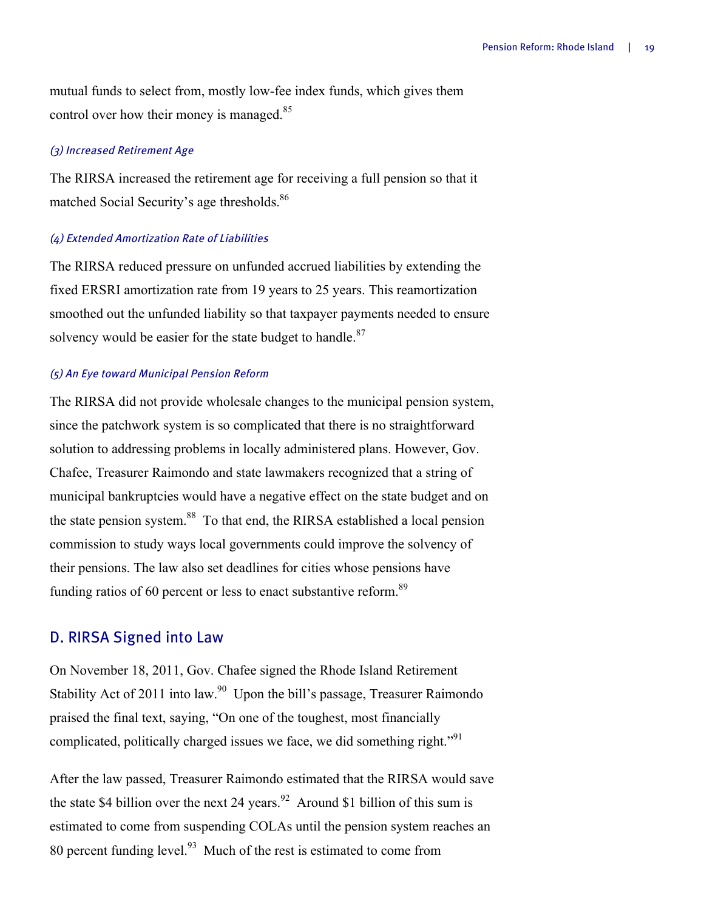mutual funds to select from, mostly low-fee index funds, which gives them control over how their money is managed.[85]

*(3) Increased Retirement Age*

The RIRSA increased the retirement age for receiving a full pension so that it matched Social Security's age thresholds.[86]

*(4) Extended Amortization Rate of Liabilities*

The RIRSA reduced pressure on unfunded accrued liabilities by extending the fixed ERSRI amortization rate from 19 years to 25 years. This reamortization smoothed out the unfunded liability so that taxpayer payments needed to ensure solvency would be easier for the state budget to handle.[87]

*(5) An Eye toward Municipal Pension Reform*

The RIRSA did not provide wholesale changes to the municipal pension system, since the patchwork system is so complicated that there is no straightforward solution to addressing problems in locally administered plans. However, Gov. Chafee, Treasurer Raimondo and state lawmakers recognized that a string of municipal bankruptcies would have a negative effect on the state budget and on the state pension system.[88] To that end, the RIRSA established a local pension commission to study ways local governments could improve the solvency of their pensions. The law also set deadlines for cities whose pensions have funding ratios of 60 percent or less to enact substantive reform.[89]

## D. RIRSA Signed into Law

On November 18, 2011, Gov. Chafee signed the Rhode Island Retirement Stability Act of 2011 into law.[90] Upon the bill's passage, Treasurer Raimondo praised the final text, saying, "On one of the toughest, most financially complicated, politically charged issues we face, we did something right."[91]

After the law passed, Treasurer Raimondo estimated that the RIRSA would save the state $4 billion over the next 24 years.[92] Around $1 billion of this sum is estimated to come from suspending COLAs until the pension system reaches an 80 percent funding level.[93] Much of the rest is estimated to come from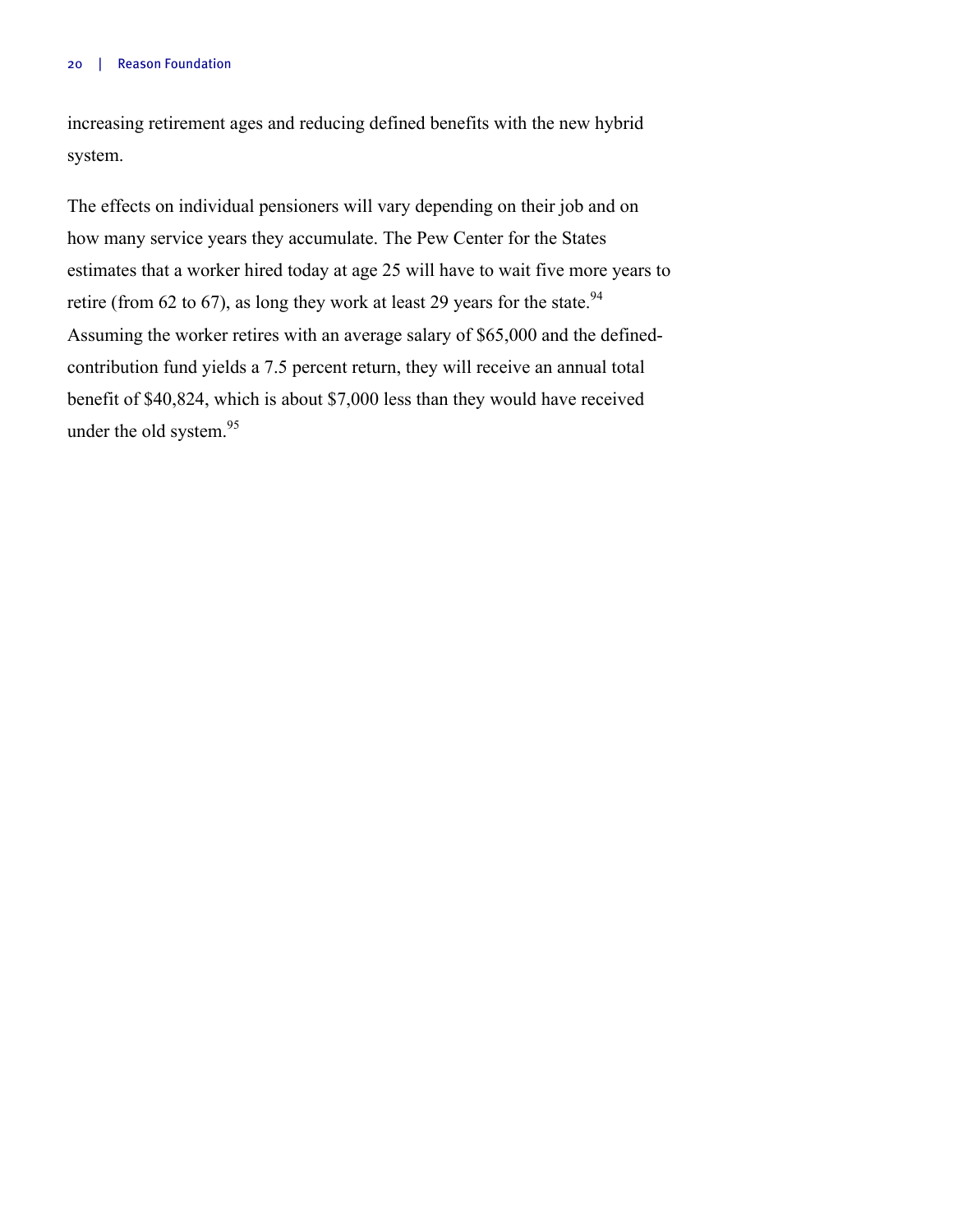increasing retirement ages and reducing defined benefits with the new hybrid system.

The effects on individual pensioners will vary depending on their job and on how many service years they accumulate. The Pew Center for the States estimates that a worker hired today at age 25 will have to wait five more years to retire (from 62 to 67), as long they work at least 29 years for the state.[94] Assuming the worker retires with an average salary of $65,000 and the defined-contribution fund yields a 7.5 percent return, they will receive an annual total benefit of $40,824, which is about $7,000 less than they would have received under the old system.[95]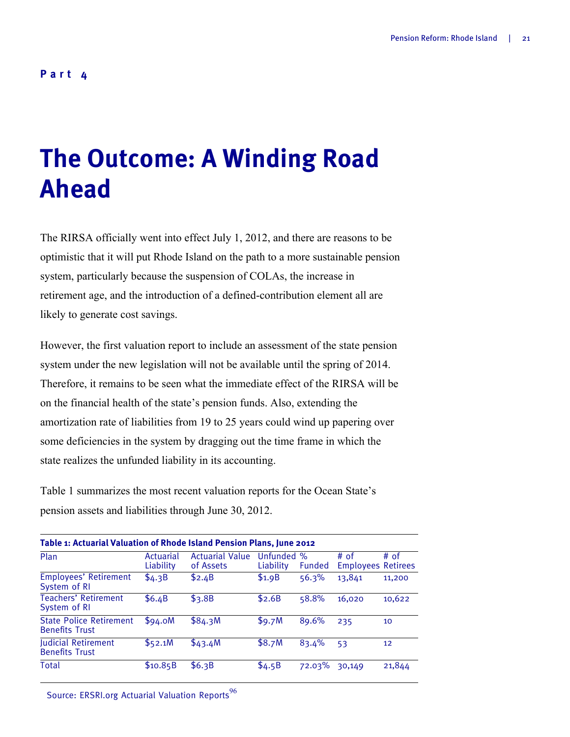**Part 4**

# The Outcome: A Winding Road Ahead

The RIRSA officially went into effect July 1, 2012, and there are reasons to be optimistic that it will put Rhode Island on the path to a more sustainable pension system, particularly because the suspension of COLAs, the increase in retirement age, and the introduction of a defined-contribution element all are likely to generate cost savings.

However, the first valuation report to include an assessment of the state pension system under the new legislation will not be available until the spring of 2014. Therefore, it remains to be seen what the immediate effect of the RIRSA will be on the financial health of the state's pension funds. Also, extending the amortization rate of liabilities from 19 to 25 years could wind up papering over some deficiencies in the system by dragging out the time frame in which the state realizes the unfunded liability in its accounting.

Table 1 summarizes the most recent valuation reports for the Ocean State's pension assets and liabilities through June 30, 2012.

**Table 1: Actuarial Valuation of Rhode Island Pension Plans, June 2012**

| Plan | Actuarial Liability | Actuarial Value of Assets | Unfunded Liability | % Funded | # of Employees | # of Retirees |
|---|---|---|---|---|---|---|
| Employees' Retirement System of RI | $4.3B | $2.4B | $1.9B | 56.3% | 13,841 | 11,200 |
| Teachers' Retirement System of RI | $6.4B | $3.8B | $2.6B | 58.8% | 16,020 | 10,622 |
| State Police Retirement Benefits Trust | $94.0M | $84.3M | $9.7M | 89.6% | 235 | 10 |
| Judicial Retirement Benefits Trust | $52.1M | $43.4M | $8.7M | 83.4% | 53 | 12 |
| Total | $10.85B | $6.3B | $4.5B | 72.03% | 30,149 | 21,844 |

Source: ERSRI.org Actuarial Valuation Reports[96]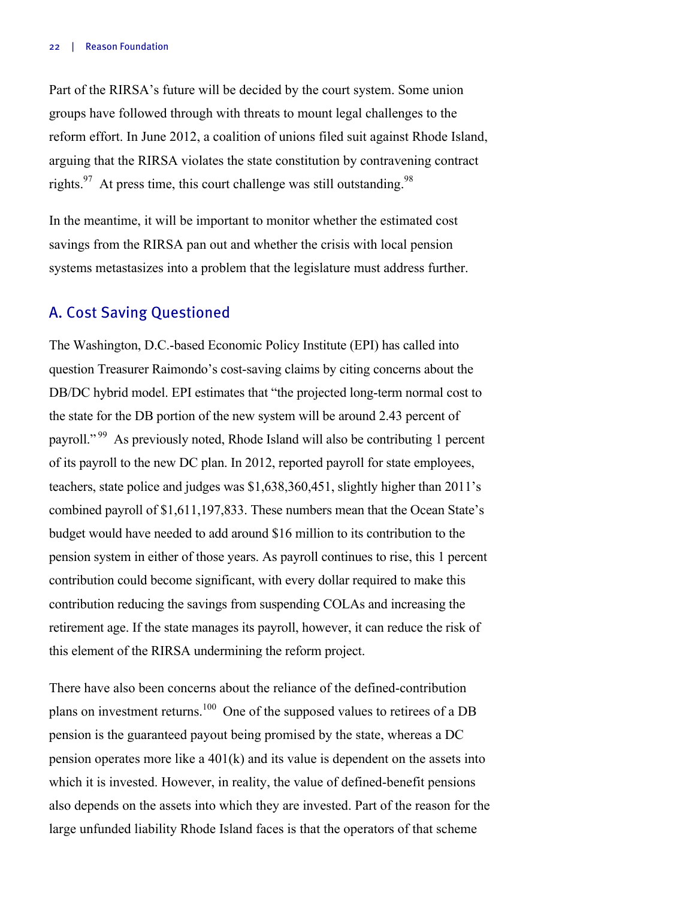Part of the RIRSA's future will be decided by the court system. Some union groups have followed through with threats to mount legal challenges to the reform effort. In June 2012, a coalition of unions filed suit against Rhode Island, arguing that the RIRSA violates the state constitution by contravening contract rights.[97] At press time, this court challenge was still outstanding.[98]

In the meantime, it will be important to monitor whether the estimated cost savings from the RIRSA pan out and whether the crisis with local pension systems metastasizes into a problem that the legislature must address further.

## A. Cost Saving Questioned

The Washington, D.C.-based Economic Policy Institute (EPI) has called into question Treasurer Raimondo's cost-saving claims by citing concerns about the DB/DC hybrid model. EPI estimates that "the projected long-term normal cost to the state for the DB portion of the new system will be around 2.43 percent of payroll."[99] As previously noted, Rhode Island will also be contributing 1 percent of its payroll to the new DC plan. In 2012, reported payroll for state employees, teachers, state police and judges was $1,638,360,451, slightly higher than 2011's combined payroll of $1,611,197,833. These numbers mean that the Ocean State's budget would have needed to add around $16 million to its contribution to the pension system in either of those years. As payroll continues to rise, this 1 percent contribution could become significant, with every dollar required to make this contribution reducing the savings from suspending COLAs and increasing the retirement age. If the state manages its payroll, however, it can reduce the risk of this element of the RIRSA undermining the reform project.

There have also been concerns about the reliance of the defined-contribution plans on investment returns.[100] One of the supposed values to retirees of a DB pension is the guaranteed payout being promised by the state, whereas a DC pension operates more like a 401(k) and its value is dependent on the assets into which it is invested. However, in reality, the value of defined-benefit pensions also depends on the assets into which they are invested. Part of the reason for the large unfunded liability Rhode Island faces is that the operators of that scheme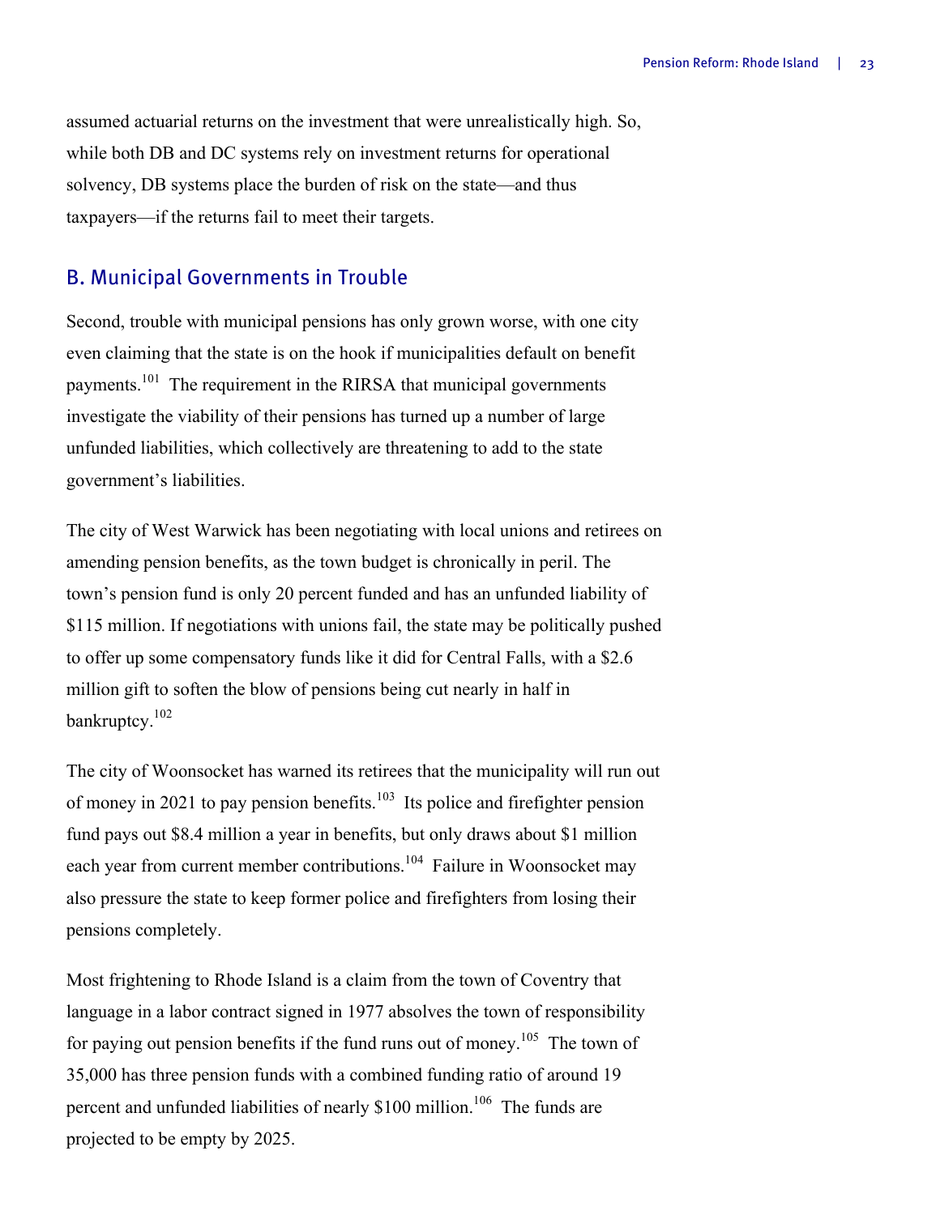assumed actuarial returns on the investment that were unrealistically high. So, while both DB and DC systems rely on investment returns for operational solvency, DB systems place the burden of risk on the state—and thus taxpayers—if the returns fail to meet their targets.

## B. Municipal Governments in Trouble

Second, trouble with municipal pensions has only grown worse, with one city even claiming that the state is on the hook if municipalities default on benefit payments.[101] The requirement in the RIRSA that municipal governments investigate the viability of their pensions has turned up a number of large unfunded liabilities, which collectively are threatening to add to the state government's liabilities.

The city of West Warwick has been negotiating with local unions and retirees on amending pension benefits, as the town budget is chronically in peril. The town's pension fund is only 20 percent funded and has an unfunded liability of $115 million. If negotiations with unions fail, the state may be politically pushed to offer up some compensatory funds like it did for Central Falls, with a $2.6 million gift to soften the blow of pensions being cut nearly in half in bankruptcy.[102]

The city of Woonsocket has warned its retirees that the municipality will run out of money in 2021 to pay pension benefits.[103] Its police and firefighter pension fund pays out $8.4 million a year in benefits, but only draws about $1 million each year from current member contributions.[104] Failure in Woonsocket may also pressure the state to keep former police and firefighters from losing their pensions completely.

Most frightening to Rhode Island is a claim from the town of Coventry that language in a labor contract signed in 1977 absolves the town of responsibility for paying out pension benefits if the fund runs out of money.[105] The town of 35,000 has three pension funds with a combined funding ratio of around 19 percent and unfunded liabilities of nearly $100 million.[106] The funds are projected to be empty by 2025.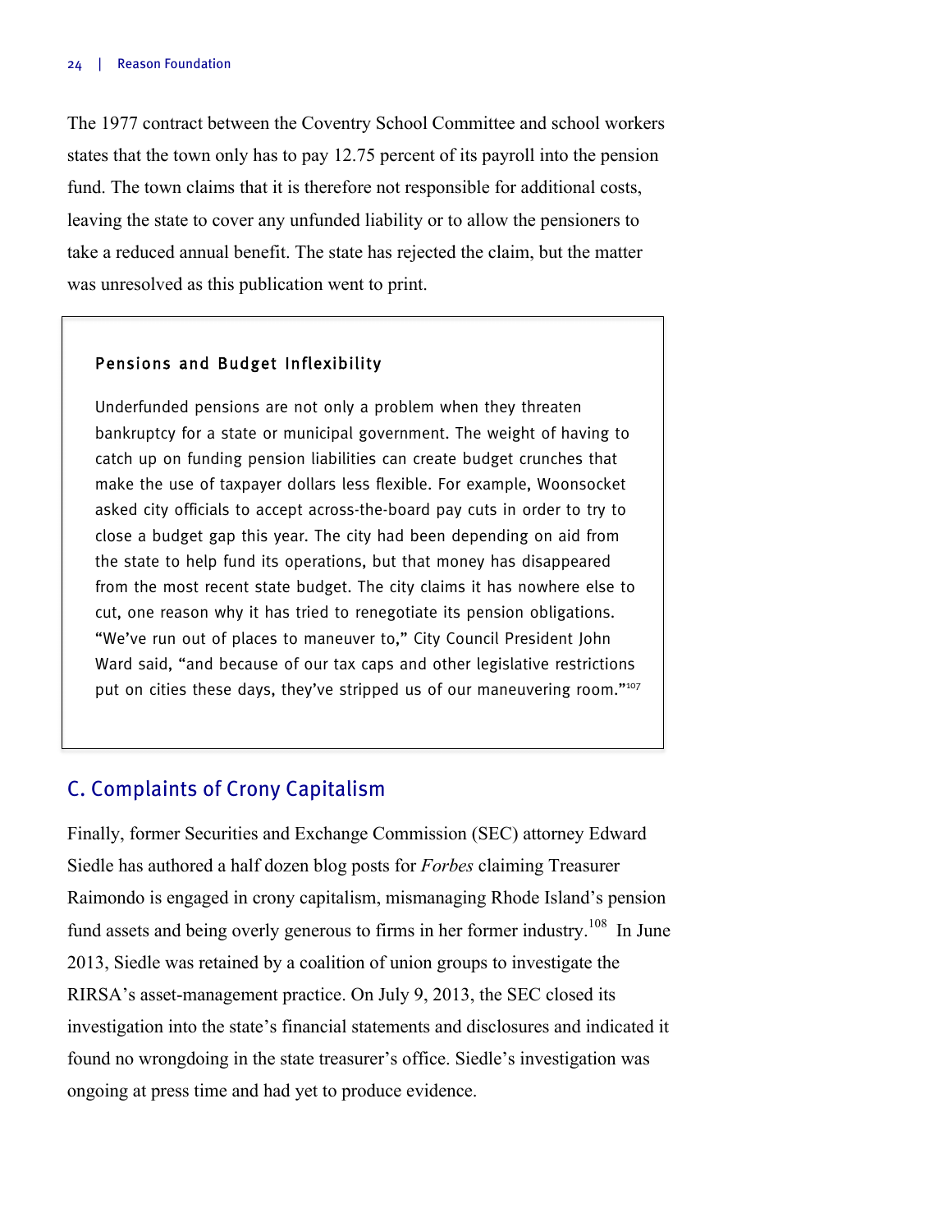The 1977 contract between the Coventry School Committee and school workers states that the town only has to pay 12.75 percent of its payroll into the pension fund. The town claims that it is therefore not responsible for additional costs, leaving the state to cover any unfunded liability or to allow the pensioners to take a reduced annual benefit. The state has rejected the claim, but the matter was unresolved as this publication went to print.

> **Pensions and Budget Inflexibility**
>
> Underfunded pensions are not only a problem when they threaten bankruptcy for a state or municipal government. The weight of having to catch up on funding pension liabilities can create budget crunches that make the use of taxpayer dollars less flexible. For example, Woonsocket asked city officials to accept across-the-board pay cuts in order to try to close a budget gap this year. The city had been depending on aid from the state to help fund its operations, but that money has disappeared from the most recent state budget. The city claims it has nowhere else to cut, one reason why it has tried to renegotiate its pension obligations. "We've run out of places to maneuver to," City Council President John Ward said, "and because of our tax caps and other legislative restrictions put on cities these days, they've stripped us of our maneuvering room."[107]

## C. Complaints of Crony Capitalism

Finally, former Securities and Exchange Commission (SEC) attorney Edward Siedle has authored a half dozen blog posts for *Forbes* claiming Treasurer Raimondo is engaged in crony capitalism, mismanaging Rhode Island's pension fund assets and being overly generous to firms in her former industry.[108] In June 2013, Siedle was retained by a coalition of union groups to investigate the RIRSA's asset-management practice. On July 9, 2013, the SEC closed its investigation into the state's financial statements and disclosures and indicated it found no wrongdoing in the state treasurer's office. Siedle's investigation was ongoing at press time and had yet to produce evidence.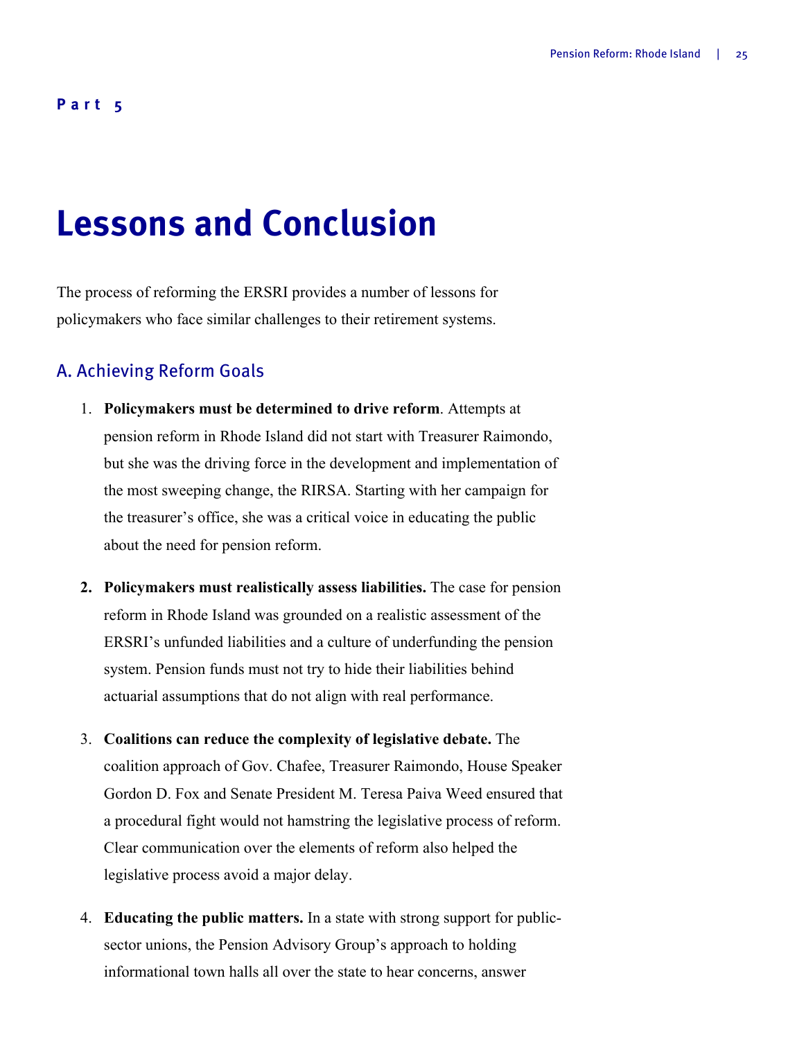**Part 5**

# Lessons and Conclusion

The process of reforming the ERSRI provides a number of lessons for policymakers who face similar challenges to their retirement systems.

## A. Achieving Reform Goals

1. **Policymakers must be determined to drive reform**. Attempts at pension reform in Rhode Island did not start with Treasurer Raimondo, but she was the driving force in the development and implementation of the most sweeping change, the RIRSA. Starting with her campaign for the treasurer's office, she was a critical voice in educating the public about the need for pension reform.

2. **Policymakers must realistically assess liabilities.** The case for pension reform in Rhode Island was grounded on a realistic assessment of the ERSRI's unfunded liabilities and a culture of underfunding the pension system. Pension funds must not try to hide their liabilities behind actuarial assumptions that do not align with real performance.

3. **Coalitions can reduce the complexity of legislative debate.** The coalition approach of Gov. Chafee, Treasurer Raimondo, House Speaker Gordon D. Fox and Senate President M. Teresa Paiva Weed ensured that a procedural fight would not hamstring the legislative process of reform. Clear communication over the elements of reform also helped the legislative process avoid a major delay.

4. **Educating the public matters.** In a state with strong support for public-sector unions, the Pension Advisory Group's approach to holding informational town halls all over the state to hear concerns, answer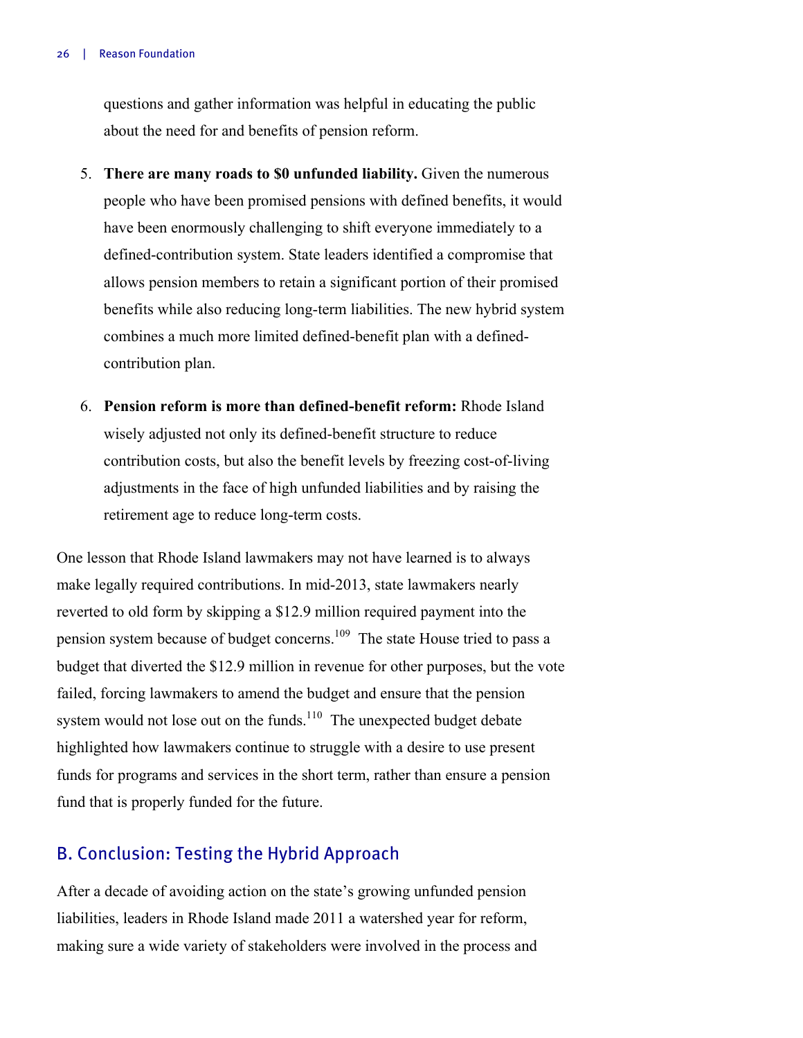questions and gather information was helpful in educating the public about the need for and benefits of pension reform.

5. **There are many roads to $0 unfunded liability.** Given the numerous people who have been promised pensions with defined benefits, it would have been enormously challenging to shift everyone immediately to a defined-contribution system. State leaders identified a compromise that allows pension members to retain a significant portion of their promised benefits while also reducing long-term liabilities. The new hybrid system combines a much more limited defined-benefit plan with a defined-contribution plan.

6. **Pension reform is more than defined-benefit reform:** Rhode Island wisely adjusted not only its defined-benefit structure to reduce contribution costs, but also the benefit levels by freezing cost-of-living adjustments in the face of high unfunded liabilities and by raising the retirement age to reduce long-term costs.

One lesson that Rhode Island lawmakers may not have learned is to always make legally required contributions. In mid-2013, state lawmakers nearly reverted to old form by skipping a $12.9 million required payment into the pension system because of budget concerns.[109] The state House tried to pass a budget that diverted the $12.9 million in revenue for other purposes, but the vote failed, forcing lawmakers to amend the budget and ensure that the pension system would not lose out on the funds.[110] The unexpected budget debate highlighted how lawmakers continue to struggle with a desire to use present funds for programs and services in the short term, rather than ensure a pension fund that is properly funded for the future.

## B. Conclusion: Testing the Hybrid Approach

After a decade of avoiding action on the state's growing unfunded pension liabilities, leaders in Rhode Island made 2011 a watershed year for reform, making sure a wide variety of stakeholders were involved in the process and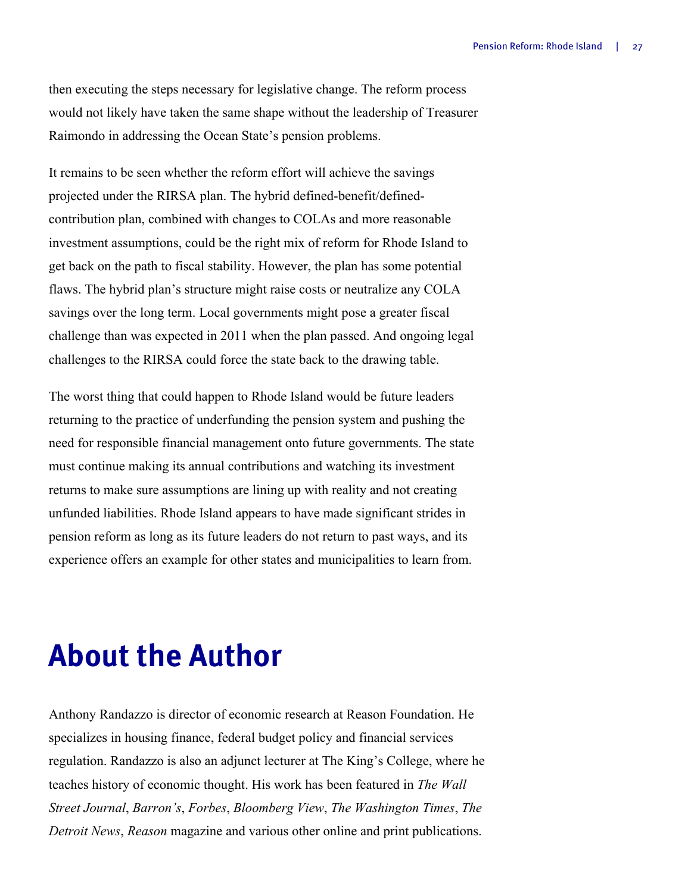then executing the steps necessary for legislative change. The reform process would not likely have taken the same shape without the leadership of Treasurer Raimondo in addressing the Ocean State's pension problems.

It remains to be seen whether the reform effort will achieve the savings projected under the RIRSA plan. The hybrid defined-benefit/defined-contribution plan, combined with changes to COLAs and more reasonable investment assumptions, could be the right mix of reform for Rhode Island to get back on the path to fiscal stability. However, the plan has some potential flaws. The hybrid plan's structure might raise costs or neutralize any COLA savings over the long term. Local governments might pose a greater fiscal challenge than was expected in 2011 when the plan passed. And ongoing legal challenges to the RIRSA could force the state back to the drawing table.

The worst thing that could happen to Rhode Island would be future leaders returning to the practice of underfunding the pension system and pushing the need for responsible financial management onto future governments. The state must continue making its annual contributions and watching its investment returns to make sure assumptions are lining up with reality and not creating unfunded liabilities. Rhode Island appears to have made significant strides in pension reform as long as its future leaders do not return to past ways, and its experience offers an example for other states and municipalities to learn from.

# About the Author

Anthony Randazzo is director of economic research at Reason Foundation. He specializes in housing finance, federal budget policy and financial services regulation. Randazzo is also an adjunct lecturer at The King's College, where he teaches history of economic thought. His work has been featured in *The Wall Street Journal*, *Barron's*, *Forbes*, *Bloomberg View*, *The Washington Times*, *The Detroit News*, *Reason* magazine and various other online and print publications.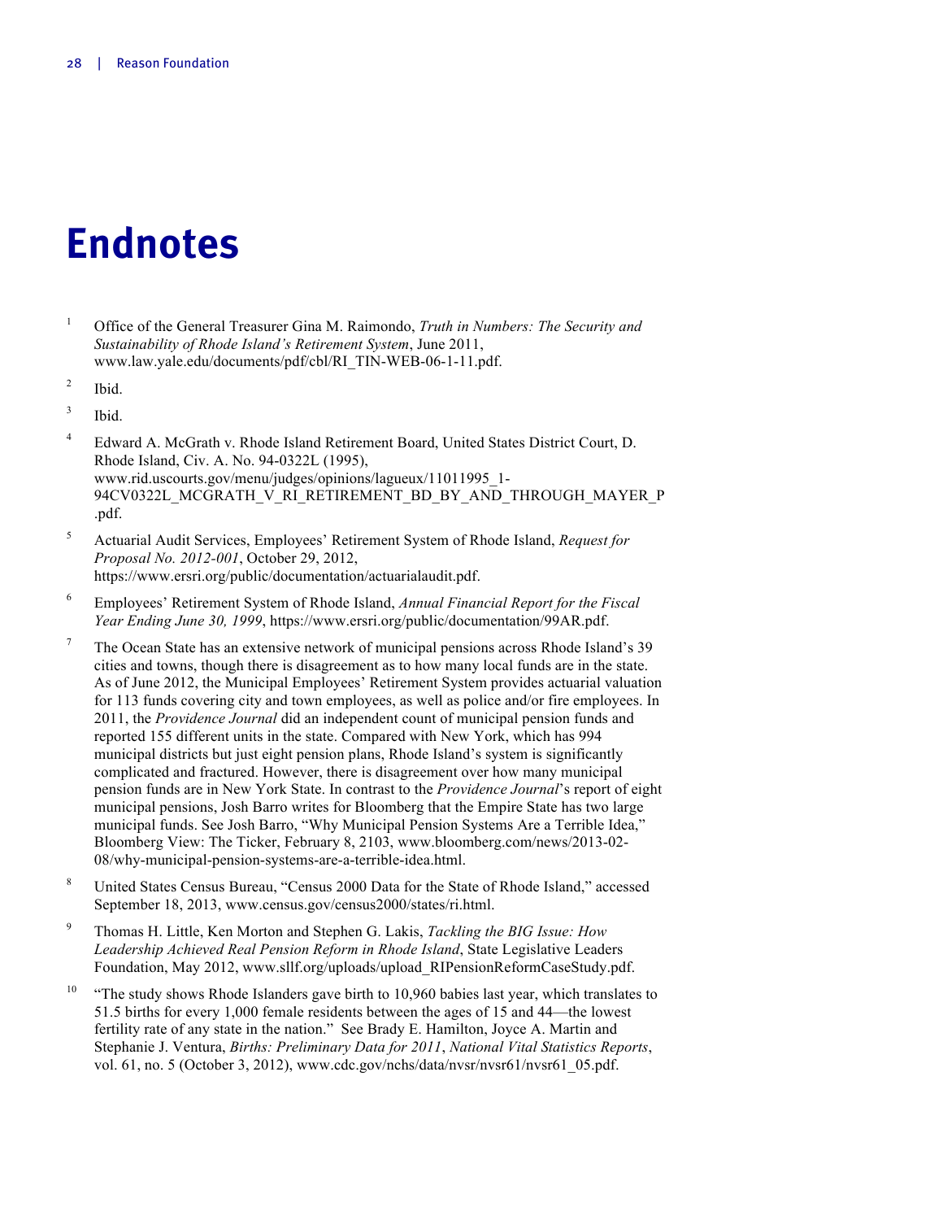# Endnotes

1 Office of the General Treasurer Gina M. Raimondo, *Truth in Numbers: The Security and Sustainability of Rhode Island's Retirement System*, June 2011, www.law.yale.edu/documents/pdf/cbl/RI_TIN-WEB-06-1-11.pdf.

2 Ibid.

3 Ibid.

4 Edward A. McGrath v. Rhode Island Retirement Board, United States District Court, D. Rhode Island, Civ. A. No. 94-0322L (1995), www.rid.uscourts.gov/menu/judges/opinions/lagueux/11011995_1-94CV0322L_MCGRATH_V_RI_RETIREMENT_BD_BY_AND_THROUGH_MAYER_P.pdf.

5 Actuarial Audit Services, Employees' Retirement System of Rhode Island, *Request for Proposal No. 2012-001*, October 29, 2012, https://www.ersri.org/public/documentation/actuarialaudit.pdf.

6 Employees' Retirement System of Rhode Island, *Annual Financial Report for the Fiscal Year Ending June 30, 1999*, https://www.ersri.org/public/documentation/99AR.pdf.

7 The Ocean State has an extensive network of municipal pensions across Rhode Island's 39 cities and towns, though there is disagreement as to how many local funds are in the state. As of June 2012, the Municipal Employees' Retirement System provides actuarial valuation for 113 funds covering city and town employees, as well as police and/or fire employees. In 2011, the *Providence Journal* did an independent count of municipal pension funds and reported 155 different units in the state. Compared with New York, which has 994 municipal districts but just eight pension plans, Rhode Island's system is significantly complicated and fractured. However, there is disagreement over how many municipal pension funds are in New York State. In contrast to the *Providence Journal*'s report of eight municipal pensions, Josh Barro writes for Bloomberg that the Empire State has two large municipal funds. See Josh Barro, "Why Municipal Pension Systems Are a Terrible Idea," Bloomberg View: The Ticker, February 8, 2103, www.bloomberg.com/news/2013-02-08/why-municipal-pension-systems-are-a-terrible-idea.html.

8 United States Census Bureau, "Census 2000 Data for the State of Rhode Island," accessed September 18, 2013, www.census.gov/census2000/states/ri.html.

9 Thomas H. Little, Ken Morton and Stephen G. Lakis, *Tackling the BIG Issue: How Leadership Achieved Real Pension Reform in Rhode Island*, State Legislative Leaders Foundation, May 2012, www.sllf.org/uploads/upload_RIPensionReformCaseStudy.pdf.

10 "The study shows Rhode Islanders gave birth to 10,960 babies last year, which translates to 51.5 births for every 1,000 female residents between the ages of 15 and 44—the lowest fertility rate of any state in the nation." See Brady E. Hamilton, Joyce A. Martin and Stephanie J. Ventura, *Births: Preliminary Data for 2011*, *National Vital Statistics Reports*, vol. 61, no. 5 (October 3, 2012), www.cdc.gov/nchs/data/nvsr/nvsr61/nvsr61_05.pdf.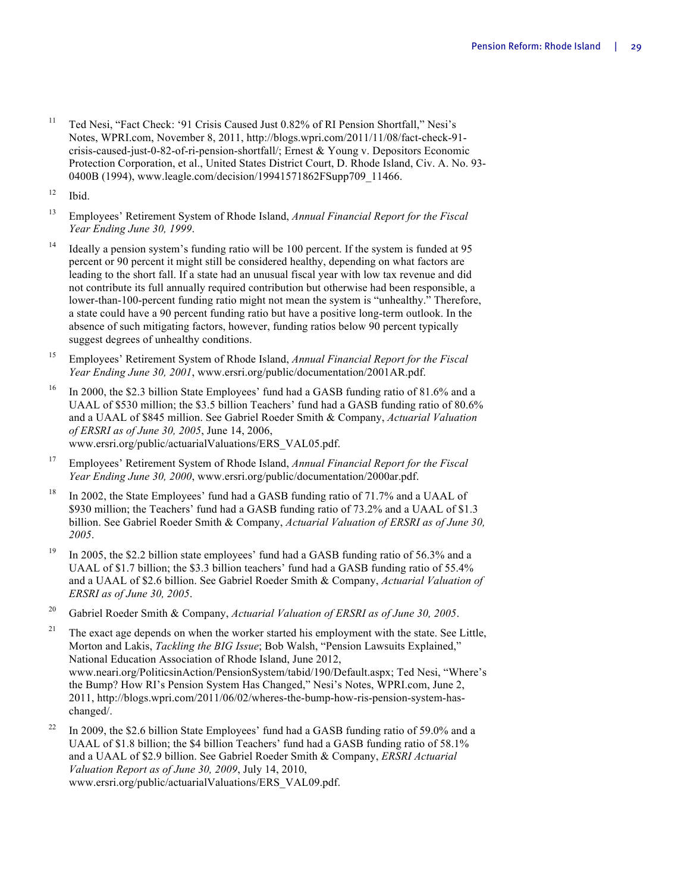[11] Ted Nesi, "Fact Check: '91 Crisis Caused Just 0.82% of RI Pension Shortfall," Nesi's Notes, WPRI.com, November 8, 2011, http://blogs.wpri.com/2011/11/08/fact-check-91-crisis-caused-just-0-82-of-ri-pension-shortfall/; Ernest & Young v. Depositors Economic Protection Corporation, et al., United States District Court, D. Rhode Island, Civ. A. No. 93-0400B (1994), www.leagle.com/decision/19941571862FSupp709_11466.

[12] Ibid.

[13] Employees' Retirement System of Rhode Island, *Annual Financial Report for the Fiscal Year Ending June 30, 1999*.

[14] Ideally a pension system's funding ratio will be 100 percent. If the system is funded at 95 percent or 90 percent it might still be considered healthy, depending on what factors are leading to the short fall. If a state had an unusual fiscal year with low tax revenue and did not contribute its full annually required contribution but otherwise had been responsible, a lower-than-100-percent funding ratio might not mean the system is "unhealthy." Therefore, a state could have a 90 percent funding ratio but have a positive long-term outlook. In the absence of such mitigating factors, however, funding ratios below 90 percent typically suggest degrees of unhealthy conditions.

[15] Employees' Retirement System of Rhode Island, *Annual Financial Report for the Fiscal Year Ending June 30, 2001*, www.ersri.org/public/documentation/2001AR.pdf.

[16] In 2000, the $2.3 billion State Employees' fund had a GASB funding ratio of 81.6% and a UAAL of $530 million; the $3.5 billion Teachers' fund had a GASB funding ratio of 80.6% and a UAAL of $845 million. See Gabriel Roeder Smith & Company, *Actuarial Valuation of ERSRI as of June 30, 2005*, June 14, 2006, www.ersri.org/public/actuarialValuations/ERS_VAL05.pdf.

[17] Employees' Retirement System of Rhode Island, *Annual Financial Report for the Fiscal Year Ending June 30, 2000*, www.ersri.org/public/documentation/2000ar.pdf.

[18] In 2002, the State Employees' fund had a GASB funding ratio of 71.7% and a UAAL of $930 million; the Teachers' fund had a GASB funding ratio of 73.2% and a UAAL of $1.3 billion. See Gabriel Roeder Smith & Company, *Actuarial Valuation of ERSRI as of June 30, 2005*.

[19] In 2005, the $2.2 billion state employees' fund had a GASB funding ratio of 56.3% and a UAAL of $1.7 billion; the $3.3 billion teachers' fund had a GASB funding ratio of 55.4% and a UAAL of $2.6 billion. See Gabriel Roeder Smith & Company, *Actuarial Valuation of ERSRI as of June 30, 2005*.

[20] Gabriel Roeder Smith & Company, *Actuarial Valuation of ERSRI as of June 30, 2005*.

[21] The exact age depends on when the worker started his employment with the state. See Little, Morton and Lakis, *Tackling the BIG Issue*; Bob Walsh, "Pension Lawsuits Explained," National Education Association of Rhode Island, June 2012, www.neari.org/PoliticsinAction/PensionSystem/tabid/190/Default.aspx; Ted Nesi, "Where's the Bump? How RI's Pension System Has Changed," Nesi's Notes, WPRI.com, June 2, 2011, http://blogs.wpri.com/2011/06/02/wheres-the-bump-how-ris-pension-system-has-changed/.

[22] In 2009, the $2.6 billion State Employees' fund had a GASB funding ratio of 59.0% and a UAAL of $1.8 billion; the $4 billion Teachers' fund had a GASB funding ratio of 58.1% and a UAAL of $2.9 billion. See Gabriel Roeder Smith & Company, *ERSRI Actuarial Valuation Report as of June 30, 2009*, July 14, 2010, www.ersri.org/public/actuarialValuations/ERS_VAL09.pdf.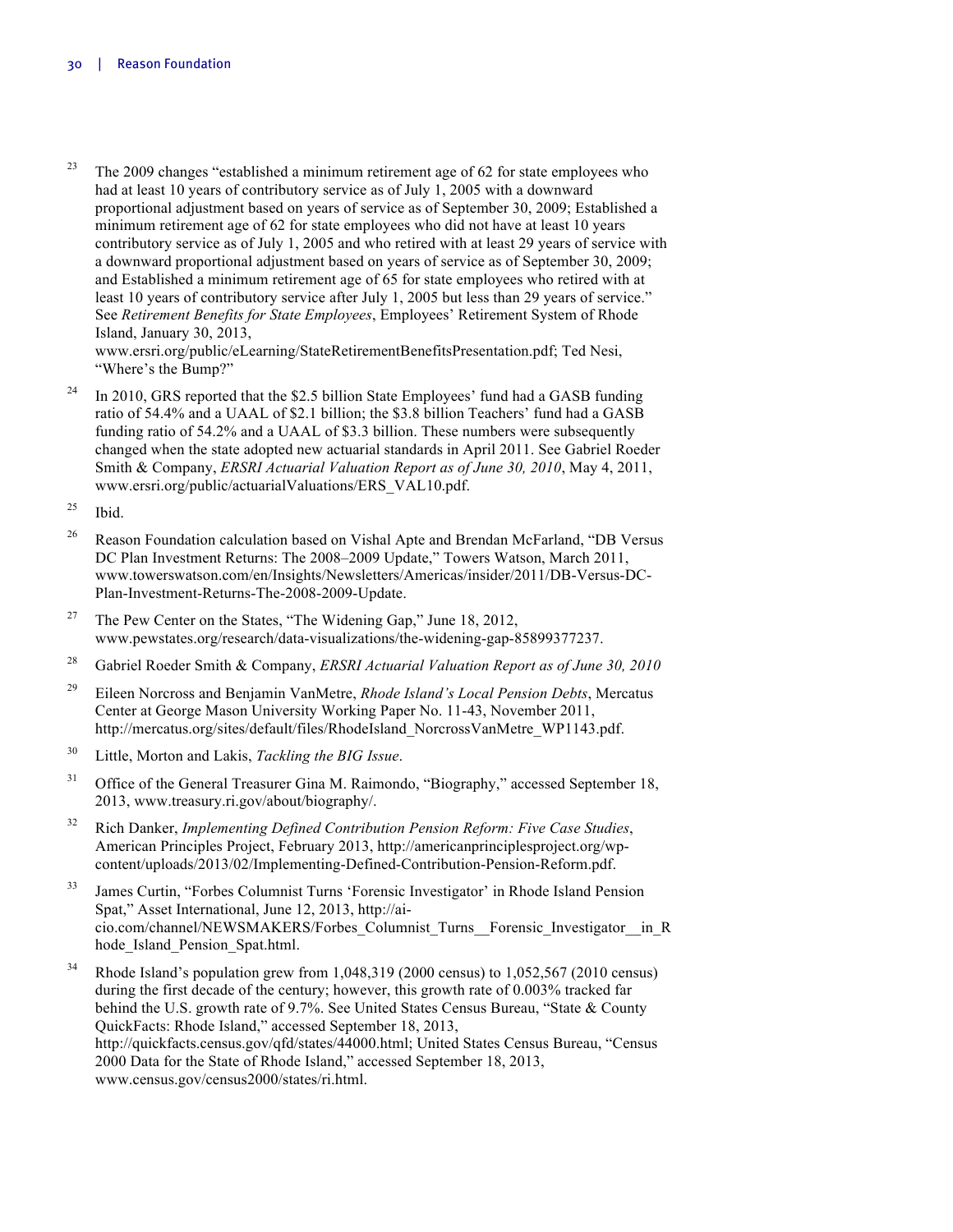[23] The 2009 changes "established a minimum retirement age of 62 for state employees who had at least 10 years of contributory service as of July 1, 2005 with a downward proportional adjustment based on years of service as of September 30, 2009; Established a minimum retirement age of 62 for state employees who did not have at least 10 years contributory service as of July 1, 2005 and who retired with at least 29 years of service with a downward proportional adjustment based on years of service as of September 30, 2009; and Established a minimum retirement age of 65 for state employees who retired with at least 10 years of contributory service after July 1, 2005 but less than 29 years of service." See *Retirement Benefits for State Employees*, Employees' Retirement System of Rhode Island, January 30, 2013, www.ersri.org/public/eLearning/StateRetirementBenefitsPresentation.pdf; Ted Nesi, "Where's the Bump?"

[24] In 2010, GRS reported that the $2.5 billion State Employees' fund had a GASB funding ratio of 54.4% and a UAAL of $2.1 billion; the $3.8 billion Teachers' fund had a GASB funding ratio of 54.2% and a UAAL of $3.3 billion. These numbers were subsequently changed when the state adopted new actuarial standards in April 2011. See Gabriel Roeder Smith & Company, *ERSRI Actuarial Valuation Report as of June 30, 2010*, May 4, 2011, www.ersri.org/public/actuarialValuations/ERS_VAL10.pdf.

[25] Ibid.

[26] Reason Foundation calculation based on Vishal Apte and Brendan McFarland, "DB Versus DC Plan Investment Returns: The 2008–2009 Update," Towers Watson, March 2011, www.towerswatson.com/en/Insights/Newsletters/Americas/insider/2011/DB-Versus-DC-Plan-Investment-Returns-The-2008-2009-Update.

[27] The Pew Center on the States, "The Widening Gap," June 18, 2012, www.pewstates.org/research/data-visualizations/the-widening-gap-85899377237.

[28] Gabriel Roeder Smith & Company, *ERSRI Actuarial Valuation Report as of June 30, 2010*

[29] Eileen Norcross and Benjamin VanMetre, *Rhode Island's Local Pension Debts*, Mercatus Center at George Mason University Working Paper No. 11-43, November 2011, http://mercatus.org/sites/default/files/RhodeIsland_NorcrossVanMetre_WP1143.pdf.

[30] Little, Morton and Lakis, *Tackling the BIG Issue*.

[31] Office of the General Treasurer Gina M. Raimondo, "Biography," accessed September 18, 2013, www.treasury.ri.gov/about/biography/.

[32] Rich Danker, *Implementing Defined Contribution Pension Reform: Five Case Studies*, American Principles Project, February 2013, http://americanprinciplesproject.org/wp-content/uploads/2013/02/Implementing-Defined-Contribution-Pension-Reform.pdf.

[33] James Curtin, "Forbes Columnist Turns 'Forensic Investigator' in Rhode Island Pension Spat," Asset International, June 12, 2013, http://ai-cio.com/channel/NEWSMAKERS/Forbes_Columnist_Turns__Forensic_Investigator__in_Rhode_Island_Pension_Spat.html.

[34] Rhode Island's population grew from 1,048,319 (2000 census) to 1,052,567 (2010 census) during the first decade of the century; however, this growth rate of 0.003% tracked far behind the U.S. growth rate of 9.7%. See United States Census Bureau, "State & County QuickFacts: Rhode Island," accessed September 18, 2013, http://quickfacts.census.gov/qfd/states/44000.html; United States Census Bureau, "Census 2000 Data for the State of Rhode Island," accessed September 18, 2013, www.census.gov/census2000/states/ri.html.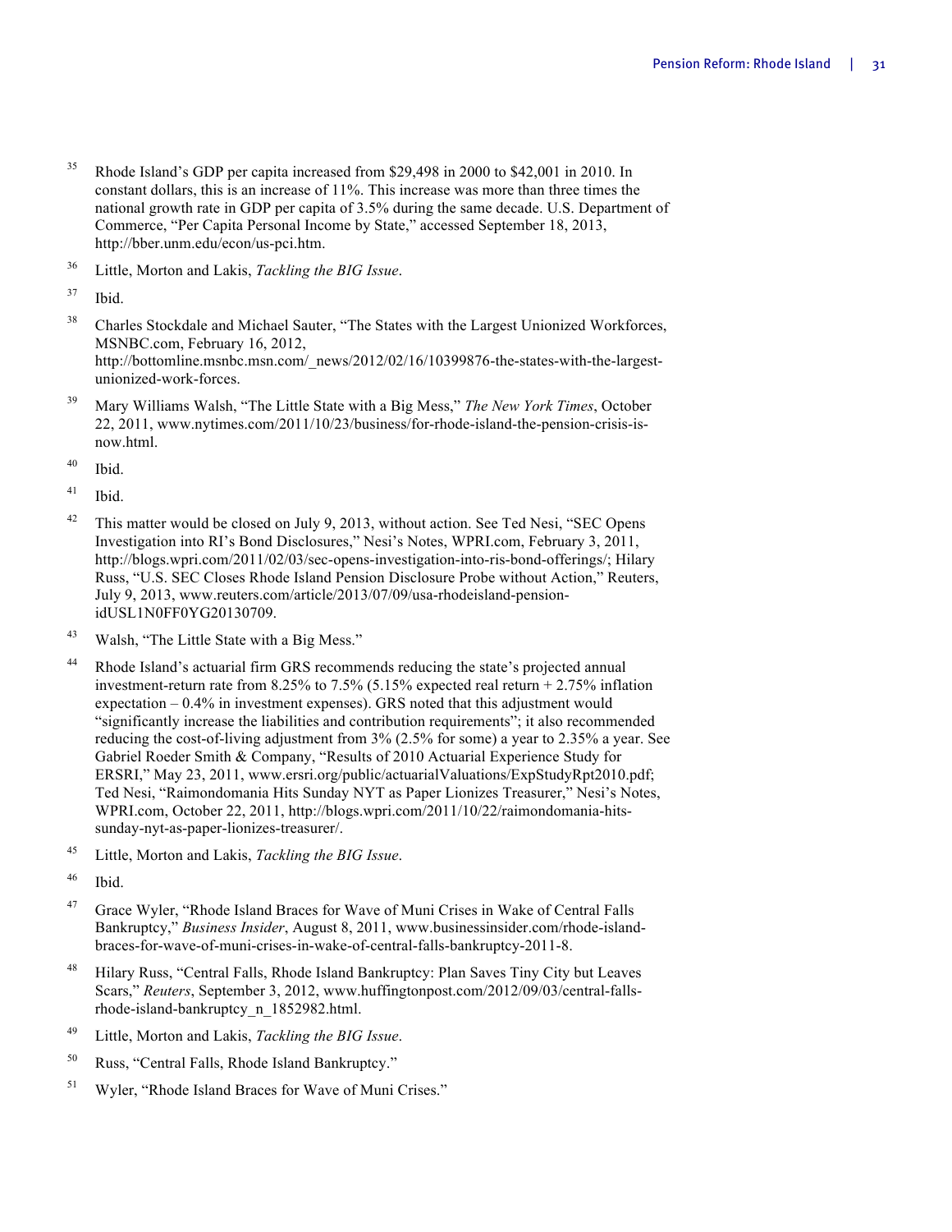[35] Rhode Island's GDP per capita increased from $29,498 in 2000 to $42,001 in 2010. In constant dollars, this is an increase of 11%. This increase was more than three times the national growth rate in GDP per capita of 3.5% during the same decade. U.S. Department of Commerce, "Per Capita Personal Income by State," accessed September 18, 2013, http://bber.unm.edu/econ/us-pci.htm.

[36] Little, Morton and Lakis, *Tackling the BIG Issue*.

[37] Ibid.

[38] Charles Stockdale and Michael Sauter, "The States with the Largest Unionized Workforces, MSNBC.com, February 16, 2012, http://bottomline.msnbc.msn.com/_news/2012/02/16/10399876-the-states-with-the-largest-unionized-work-forces.

[39] Mary Williams Walsh, "The Little State with a Big Mess," *The New York Times*, October 22, 2011, www.nytimes.com/2011/10/23/business/for-rhode-island-the-pension-crisis-is-now.html.

[40] Ibid.

[41] Ibid.

[42] This matter would be closed on July 9, 2013, without action. See Ted Nesi, "SEC Opens Investigation into RI's Bond Disclosures," Nesi's Notes, WPRI.com, February 3, 2011, http://blogs.wpri.com/2011/02/03/sec-opens-investigation-into-ris-bond-offerings/; Hilary Russ, "U.S. SEC Closes Rhode Island Pension Disclosure Probe without Action," Reuters, July 9, 2013, www.reuters.com/article/2013/07/09/usa-rhodeisland-pension-idUSL1N0FF0YG20130709.

[43] Walsh, "The Little State with a Big Mess."

[44] Rhode Island's actuarial firm GRS recommends reducing the state's projected annual investment-return rate from 8.25% to 7.5% (5.15% expected real return + 2.75% inflation expectation – 0.4% in investment expenses). GRS noted that this adjustment would "significantly increase the liabilities and contribution requirements"; it also recommended reducing the cost-of-living adjustment from 3% (2.5% for some) a year to 2.35% a year. See Gabriel Roeder Smith & Company, "Results of 2010 Actuarial Experience Study for ERSRI," May 23, 2011, www.ersri.org/public/actuarialValuations/ExpStudyRpt2010.pdf; Ted Nesi, "Raimondomania Hits Sunday NYT as Paper Lionizes Treasurer," Nesi's Notes, WPRI.com, October 22, 2011, http://blogs.wpri.com/2011/10/22/raimondomania-hits-sunday-nyt-as-paper-lionizes-treasurer/.

[45] Little, Morton and Lakis, *Tackling the BIG Issue*.

[46] Ibid.

[47] Grace Wyler, "Rhode Island Braces for Wave of Muni Crises in Wake of Central Falls Bankruptcy," *Business Insider*, August 8, 2011, www.businessinsider.com/rhode-island-braces-for-wave-of-muni-crises-in-wake-of-central-falls-bankruptcy-2011-8.

[48] Hilary Russ, "Central Falls, Rhode Island Bankruptcy: Plan Saves Tiny City but Leaves Scars," *Reuters*, September 3, 2012, www.huffingtonpost.com/2012/09/03/central-falls-rhode-island-bankruptcy_n_1852982.html.

[49] Little, Morton and Lakis, *Tackling the BIG Issue*.

[50] Russ, "Central Falls, Rhode Island Bankruptcy."

[51] Wyler, "Rhode Island Braces for Wave of Muni Crises."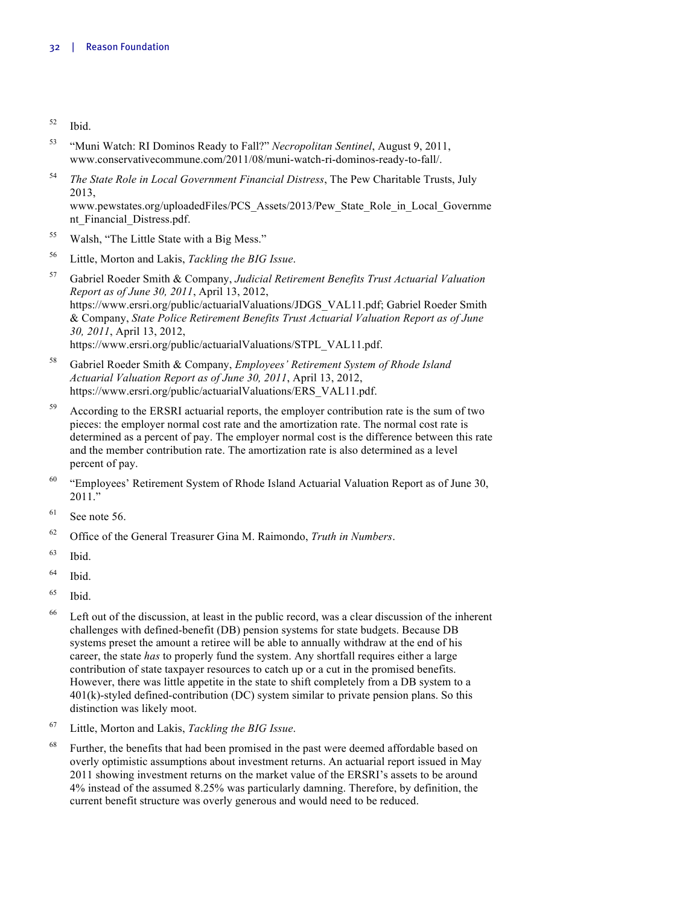52 Ibid.

53 "Muni Watch: RI Dominos Ready to Fall?" *Necropolitan Sentinel*, August 9, 2011, www.conservativecommune.com/2011/08/muni-watch-ri-dominos-ready-to-fall/.

54 *The State Role in Local Government Financial Distress*, The Pew Charitable Trusts, July 2013, www.pewstates.org/uploadedFiles/PCS_Assets/2013/Pew_State_Role_in_Local_Government_Financial_Distress.pdf.

55 Walsh, "The Little State with a Big Mess."

56 Little, Morton and Lakis, *Tackling the BIG Issue*.

57 Gabriel Roeder Smith & Company, *Judicial Retirement Benefits Trust Actuarial Valuation Report as of June 30, 2011*, April 13, 2012, https://www.ersri.org/public/actuarialValuations/JDGS_VAL11.pdf; Gabriel Roeder Smith & Company, *State Police Retirement Benefits Trust Actuarial Valuation Report as of June 30, 2011*, April 13, 2012, https://www.ersri.org/public/actuarialValuations/STPL_VAL11.pdf.

58 Gabriel Roeder Smith & Company, *Employees' Retirement System of Rhode Island Actuarial Valuation Report as of June 30, 2011*, April 13, 2012, https://www.ersri.org/public/actuarialValuations/ERS_VAL11.pdf.

59 According to the ERSRI actuarial reports, the employer contribution rate is the sum of two pieces: the employer normal cost rate and the amortization rate. The normal cost rate is determined as a percent of pay. The employer normal cost is the difference between this rate and the member contribution rate. The amortization rate is also determined as a level percent of pay.

60 "Employees' Retirement System of Rhode Island Actuarial Valuation Report as of June 30, 2011."

61 See note 56.

62 Office of the General Treasurer Gina M. Raimondo, *Truth in Numbers*.

63 Ibid.

64 Ibid.

65 Ibid.

66 Left out of the discussion, at least in the public record, was a clear discussion of the inherent challenges with defined-benefit (DB) pension systems for state budgets. Because DB systems preset the amount a retiree will be able to annually withdraw at the end of his career, the state *has* to properly fund the system. Any shortfall requires either a large contribution of state taxpayer resources to catch up or a cut in the promised benefits. However, there was little appetite in the state to shift completely from a DB system to a 401(k)-styled defined-contribution (DC) system similar to private pension plans. So this distinction was likely moot.

67 Little, Morton and Lakis, *Tackling the BIG Issue*.

68 Further, the benefits that had been promised in the past were deemed affordable based on overly optimistic assumptions about investment returns. An actuarial report issued in May 2011 showing investment returns on the market value of the ERSRI's assets to be around 4% instead of the assumed 8.25% was particularly damning. Therefore, by definition, the current benefit structure was overly generous and would need to be reduced.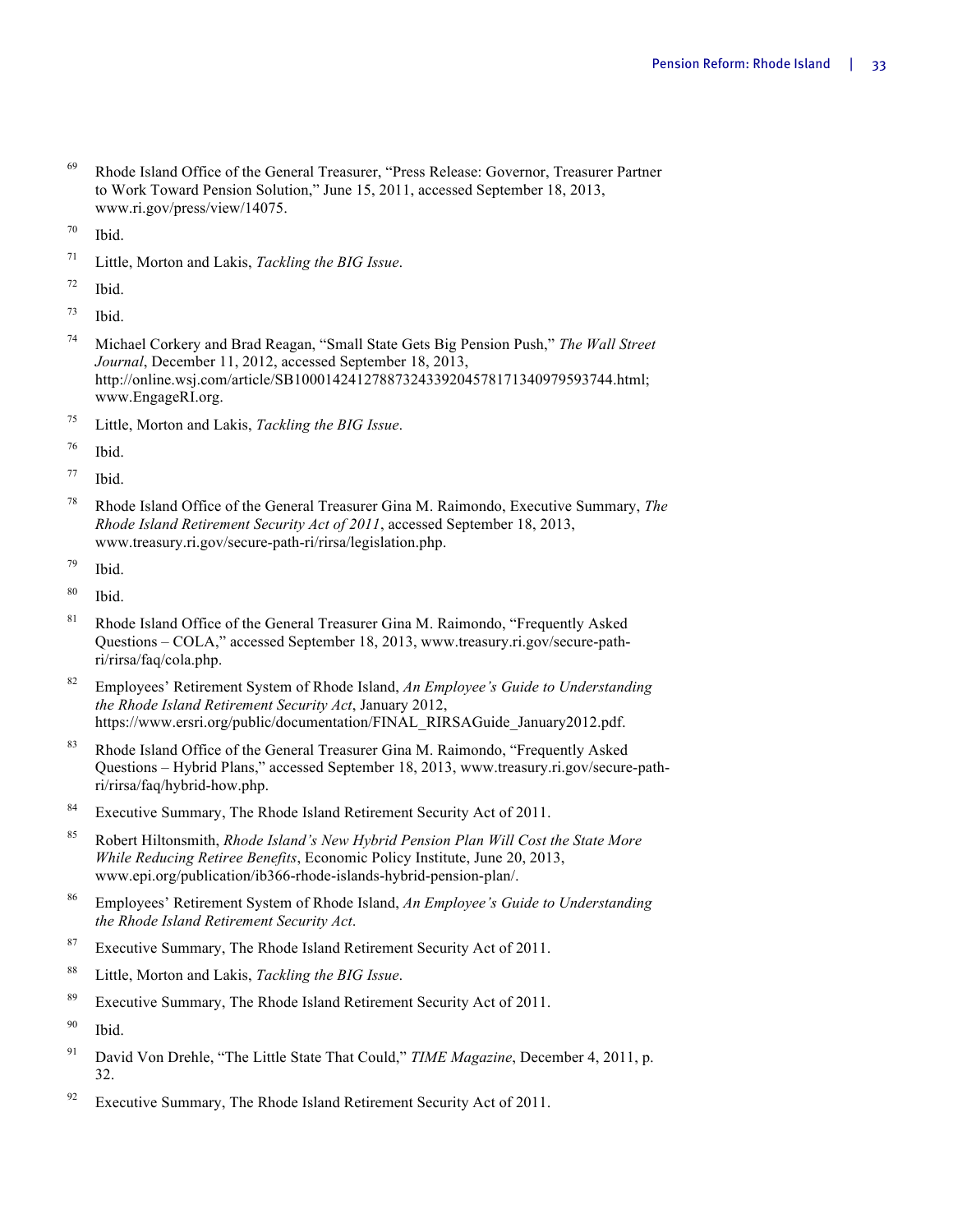[69] Rhode Island Office of the General Treasurer, "Press Release: Governor, Treasurer Partner to Work Toward Pension Solution," June 15, 2011, accessed September 18, 2013, www.ri.gov/press/view/14075.

[70] Ibid.

[71] Little, Morton and Lakis, *Tackling the BIG Issue*.

[72] Ibid.

[73] Ibid.

[74] Michael Corkery and Brad Reagan, "Small State Gets Big Pension Push," *The Wall Street Journal*, December 11, 2012, accessed September 18, 2013, http://online.wsj.com/article/SB10001424127887324339204578171340979593744.html; www.EngageRI.org.

[75] Little, Morton and Lakis, *Tackling the BIG Issue*.

[76] Ibid.

[77] Ibid.

[78] Rhode Island Office of the General Treasurer Gina M. Raimondo, Executive Summary, *The Rhode Island Retirement Security Act of 2011*, accessed September 18, 2013, www.treasury.ri.gov/secure-path-ri/rirsa/legislation.php.

[79] Ibid.

[80] Ibid.

[81] Rhode Island Office of the General Treasurer Gina M. Raimondo, "Frequently Asked Questions – COLA," accessed September 18, 2013, www.treasury.ri.gov/secure-path-ri/rirsa/faq/cola.php.

[82] Employees' Retirement System of Rhode Island, *An Employee's Guide to Understanding the Rhode Island Retirement Security Act*, January 2012, https://www.ersri.org/public/documentation/FINAL_RIRSAGuide_January2012.pdf.

[83] Rhode Island Office of the General Treasurer Gina M. Raimondo, "Frequently Asked Questions – Hybrid Plans," accessed September 18, 2013, www.treasury.ri.gov/secure-path-ri/rirsa/faq/hybrid-how.php.

[84] Executive Summary, The Rhode Island Retirement Security Act of 2011.

[85] Robert Hiltonsmith, *Rhode Island's New Hybrid Pension Plan Will Cost the State More While Reducing Retiree Benefits*, Economic Policy Institute, June 20, 2013, www.epi.org/publication/ib366-rhode-islands-hybrid-pension-plan/.

[86] Employees' Retirement System of Rhode Island, *An Employee's Guide to Understanding the Rhode Island Retirement Security Act*.

[87] Executive Summary, The Rhode Island Retirement Security Act of 2011.

[88] Little, Morton and Lakis, *Tackling the BIG Issue*.

[89] Executive Summary, The Rhode Island Retirement Security Act of 2011.

[90] Ibid.

[91] David Von Drehle, "The Little State That Could," *TIME Magazine*, December 4, 2011, p. 32.

[92] Executive Summary, The Rhode Island Retirement Security Act of 2011.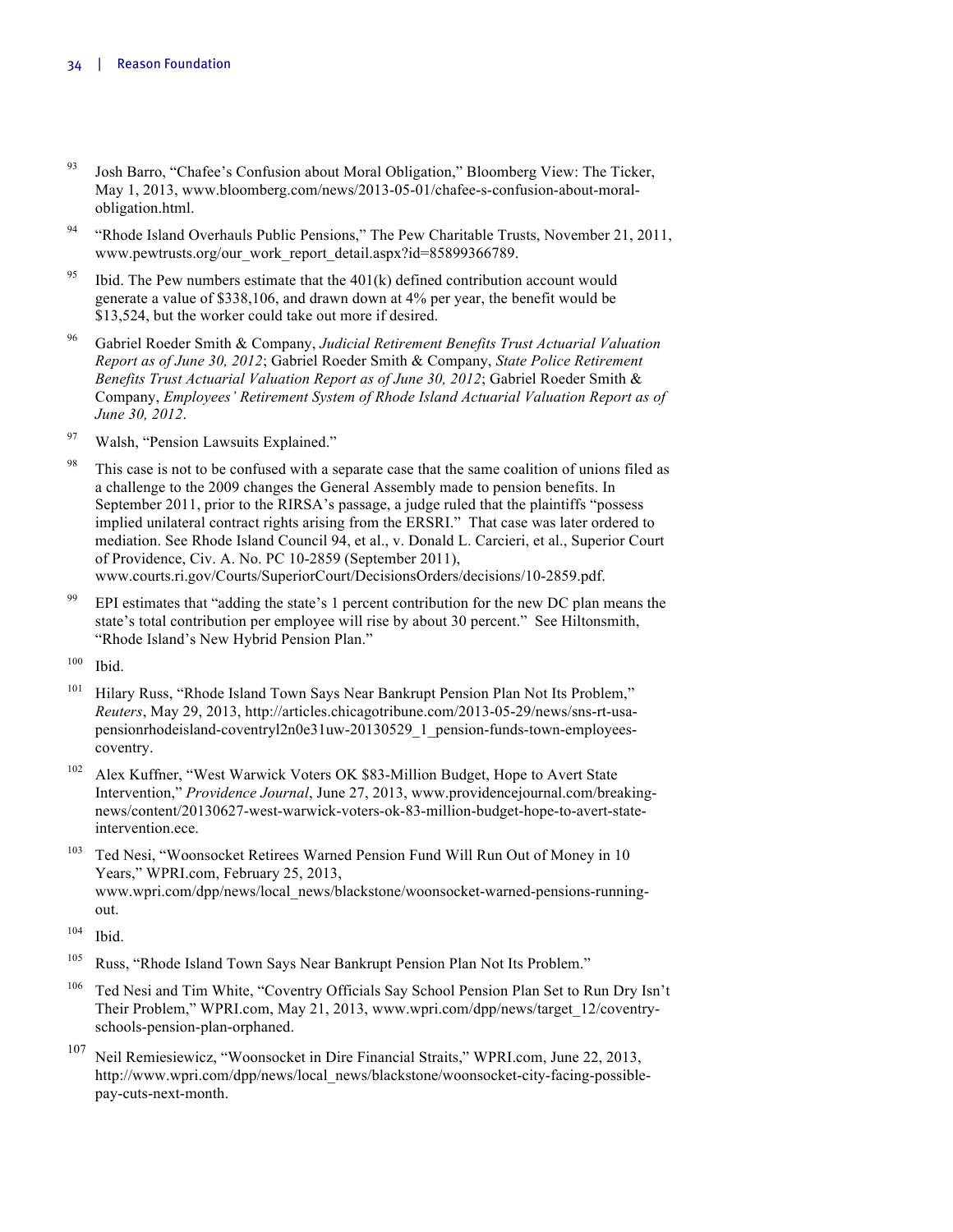[93] Josh Barro, "Chafee's Confusion about Moral Obligation," Bloomberg View: The Ticker, May 1, 2013, www.bloomberg.com/news/2013-05-01/chafee-s-confusion-about-moral-obligation.html.

[94] "Rhode Island Overhauls Public Pensions," The Pew Charitable Trusts, November 21, 2011, www.pewtrusts.org/our_work_report_detail.aspx?id=85899366789.

[95] Ibid. The Pew numbers estimate that the 401(k) defined contribution account would generate a value of $338,106, and drawn down at 4% per year, the benefit would be $13,524, but the worker could take out more if desired.

[96] Gabriel Roeder Smith & Company, *Judicial Retirement Benefits Trust Actuarial Valuation Report as of June 30, 2012*; Gabriel Roeder Smith & Company, *State Police Retirement Benefits Trust Actuarial Valuation Report as of June 30, 2012*; Gabriel Roeder Smith & Company, *Employees' Retirement System of Rhode Island Actuarial Valuation Report as of June 30, 2012*.

[97] Walsh, "Pension Lawsuits Explained."

[98] This case is not to be confused with a separate case that the same coalition of unions filed as a challenge to the 2009 changes the General Assembly made to pension benefits. In September 2011, prior to the RIRSA's passage, a judge ruled that the plaintiffs "possess implied unilateral contract rights arising from the ERSRI." That case was later ordered to mediation. See Rhode Island Council 94, et al., v. Donald L. Carcieri, et al., Superior Court of Providence, Civ. A. No. PC 10-2859 (September 2011), www.courts.ri.gov/Courts/SuperiorCourt/DecisionsOrders/decisions/10-2859.pdf.

[99] EPI estimates that "adding the state's 1 percent contribution for the new DC plan means the state's total contribution per employee will rise by about 30 percent." See Hiltonsmith, "Rhode Island's New Hybrid Pension Plan."

[100] Ibid.

[101] Hilary Russ, "Rhode Island Town Says Near Bankrupt Pension Plan Not Its Problem," *Reuters*, May 29, 2013, http://articles.chicagotribune.com/2013-05-29/news/sns-rt-usa-pensionrhodeisland-coventryl2n0e31uw-20130529_1_pension-funds-town-employees-coventry.

[102] Alex Kuffner, "West Warwick Voters OK $83-Million Budget, Hope to Avert State Intervention," *Providence Journal*, June 27, 2013, www.providencejournal.com/breaking-news/content/20130627-west-warwick-voters-ok-83-million-budget-hope-to-avert-state-intervention.ece.

[103] Ted Nesi, "Woonsocket Retirees Warned Pension Fund Will Run Out of Money in 10 Years," WPRI.com, February 25, 2013, www.wpri.com/dpp/news/local_news/blackstone/woonsocket-warned-pensions-running-out.

[104] Ibid.

[105] Russ, "Rhode Island Town Says Near Bankrupt Pension Plan Not Its Problem."

[106] Ted Nesi and Tim White, "Coventry Officials Say School Pension Plan Set to Run Dry Isn't Their Problem," WPRI.com, May 21, 2013, www.wpri.com/dpp/news/target_12/coventry-schools-pension-plan-orphaned.

[107] Neil Remiesiewicz, "Woonsocket in Dire Financial Straits," WPRI.com, June 22, 2013, http://www.wpri.com/dpp/news/local_news/blackstone/woonsocket-city-facing-possible-pay-cuts-next-month.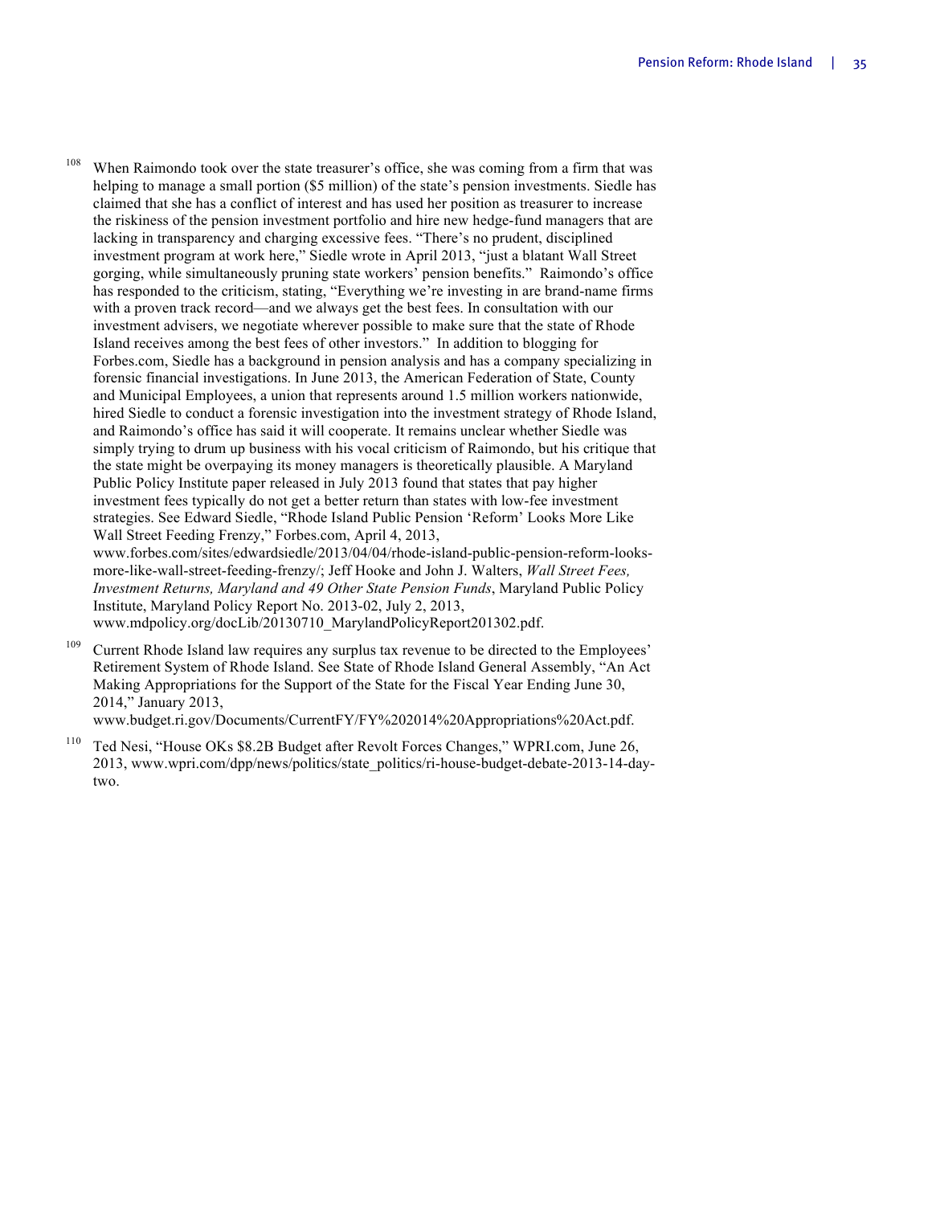[108] When Raimondo took over the state treasurer's office, she was coming from a firm that was helping to manage a small portion ($5 million) of the state's pension investments. Siedle has claimed that she has a conflict of interest and has used her position as treasurer to increase the riskiness of the pension investment portfolio and hire new hedge-fund managers that are lacking in transparency and charging excessive fees. "There's no prudent, disciplined investment program at work here," Siedle wrote in April 2013, "just a blatant Wall Street gorging, while simultaneously pruning state workers' pension benefits." Raimondo's office has responded to the criticism, stating, "Everything we're investing in are brand-name firms with a proven track record—and we always get the best fees. In consultation with our investment advisers, we negotiate wherever possible to make sure that the state of Rhode Island receives among the best fees of other investors." In addition to blogging for Forbes.com, Siedle has a background in pension analysis and has a company specializing in forensic financial investigations. In June 2013, the American Federation of State, County and Municipal Employees, a union that represents around 1.5 million workers nationwide, hired Siedle to conduct a forensic investigation into the investment strategy of Rhode Island, and Raimondo's office has said it will cooperate. It remains unclear whether Siedle was simply trying to drum up business with his vocal criticism of Raimondo, but his critique that the state might be overpaying its money managers is theoretically plausible. A Maryland Public Policy Institute paper released in July 2013 found that states that pay higher investment fees typically do not get a better return than states with low-fee investment strategies. See Edward Siedle, "Rhode Island Public Pension 'Reform' Looks More Like Wall Street Feeding Frenzy," Forbes.com, April 4, 2013, www.forbes.com/sites/edwardsiedle/2013/04/04/rhode-island-public-pension-reform-looks-more-like-wall-street-feeding-frenzy/; Jeff Hooke and John J. Walters, *Wall Street Fees, Investment Returns, Maryland and 49 Other State Pension Funds*, Maryland Public Policy Institute, Maryland Policy Report No. 2013-02, July 2, 2013, www.mdpolicy.org/docLib/20130710_MarylandPolicyReport201302.pdf.

[109] Current Rhode Island law requires any surplus tax revenue to be directed to the Employees' Retirement System of Rhode Island. See State of Rhode Island General Assembly, "An Act Making Appropriations for the Support of the State for the Fiscal Year Ending June 30, 2014," January 2013, www.budget.ri.gov/Documents/CurrentFY/FY%202014%20Appropriations%20Act.pdf.

[110] Ted Nesi, "House OKs $8.2B Budget after Revolt Forces Changes," WPRI.com, June 26, 2013, www.wpri.com/dpp/news/politics/state_politics/ri-house-budget-debate-2013-14-day-two.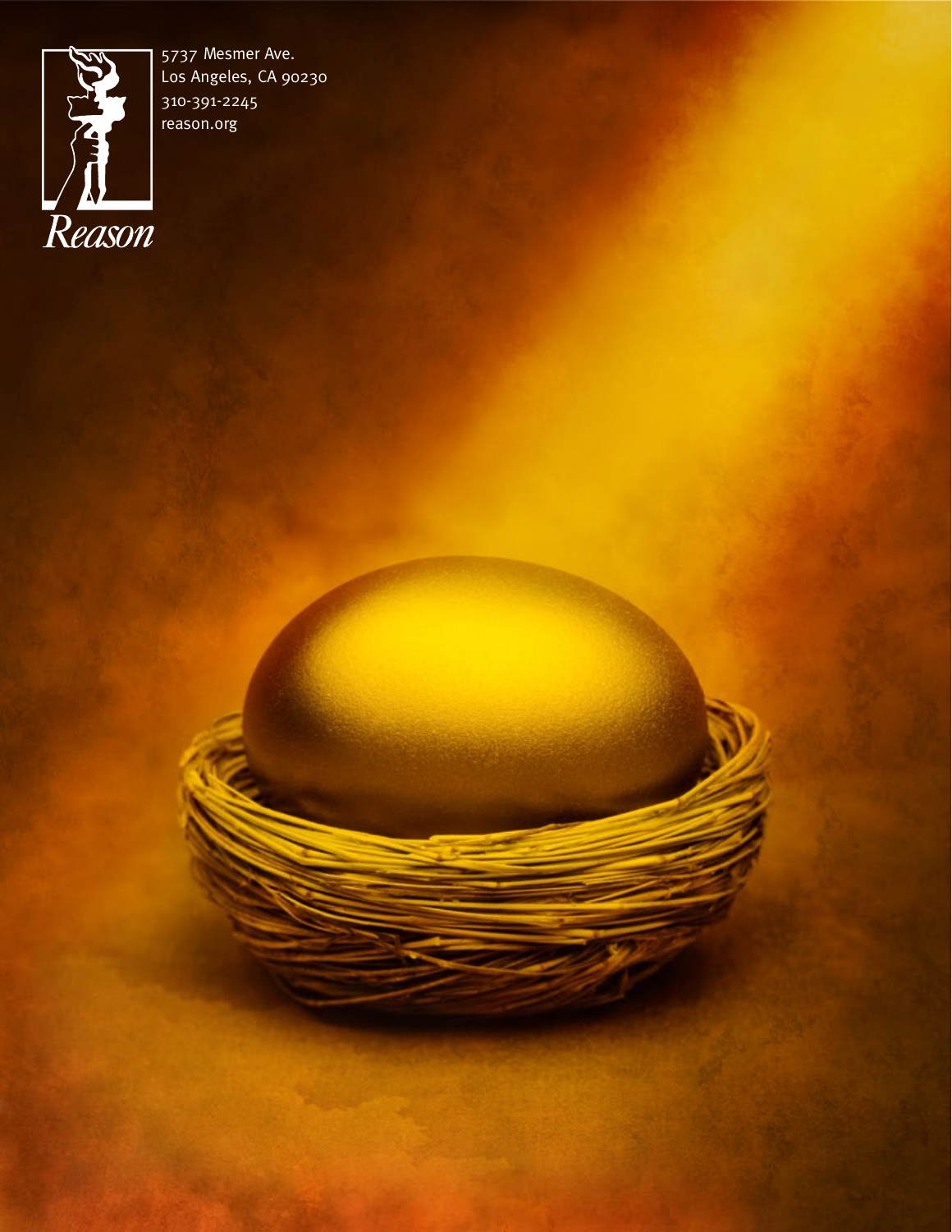Reason

5737 Mesmer Ave.
Los Angeles, CA 90230
310-391-2245
reason.org